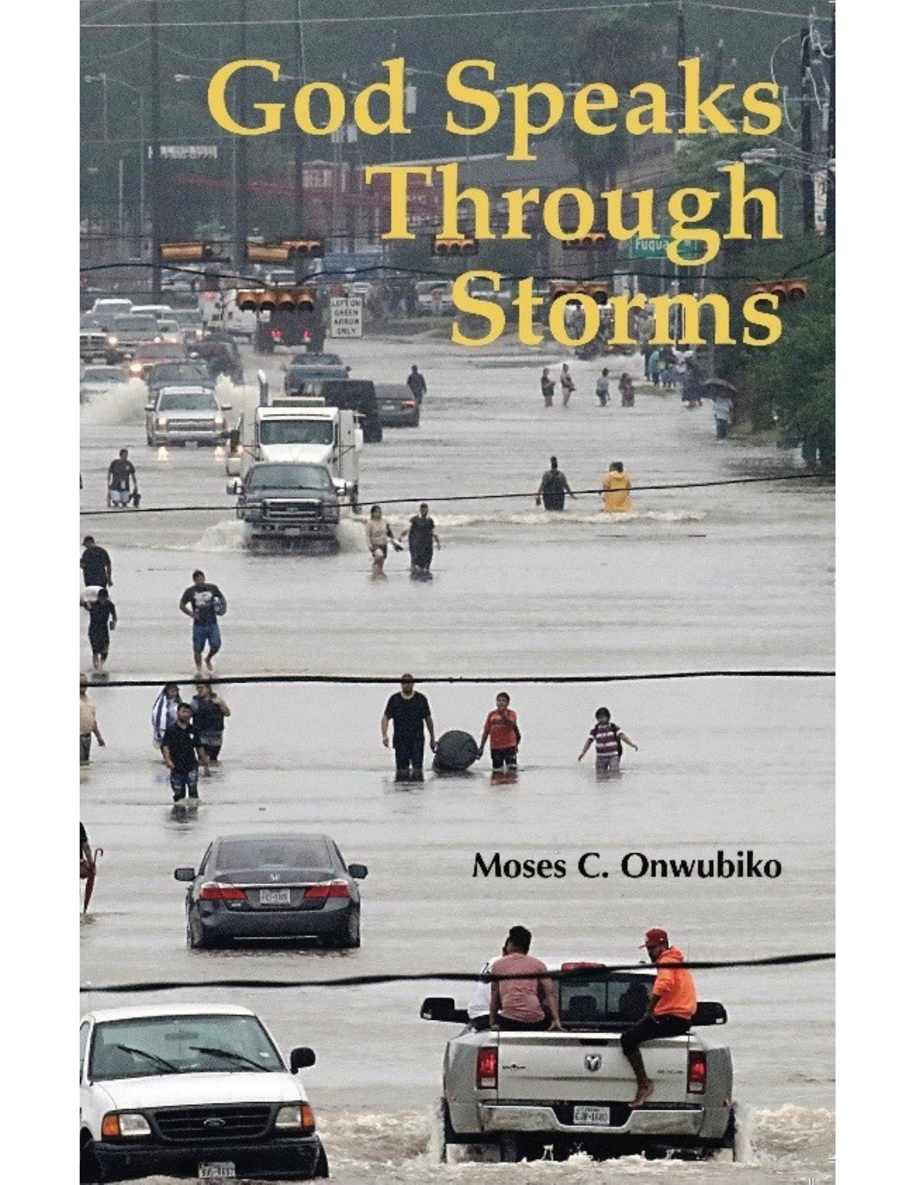# God Speaks Through Storms

**Moses C. Onwubiko**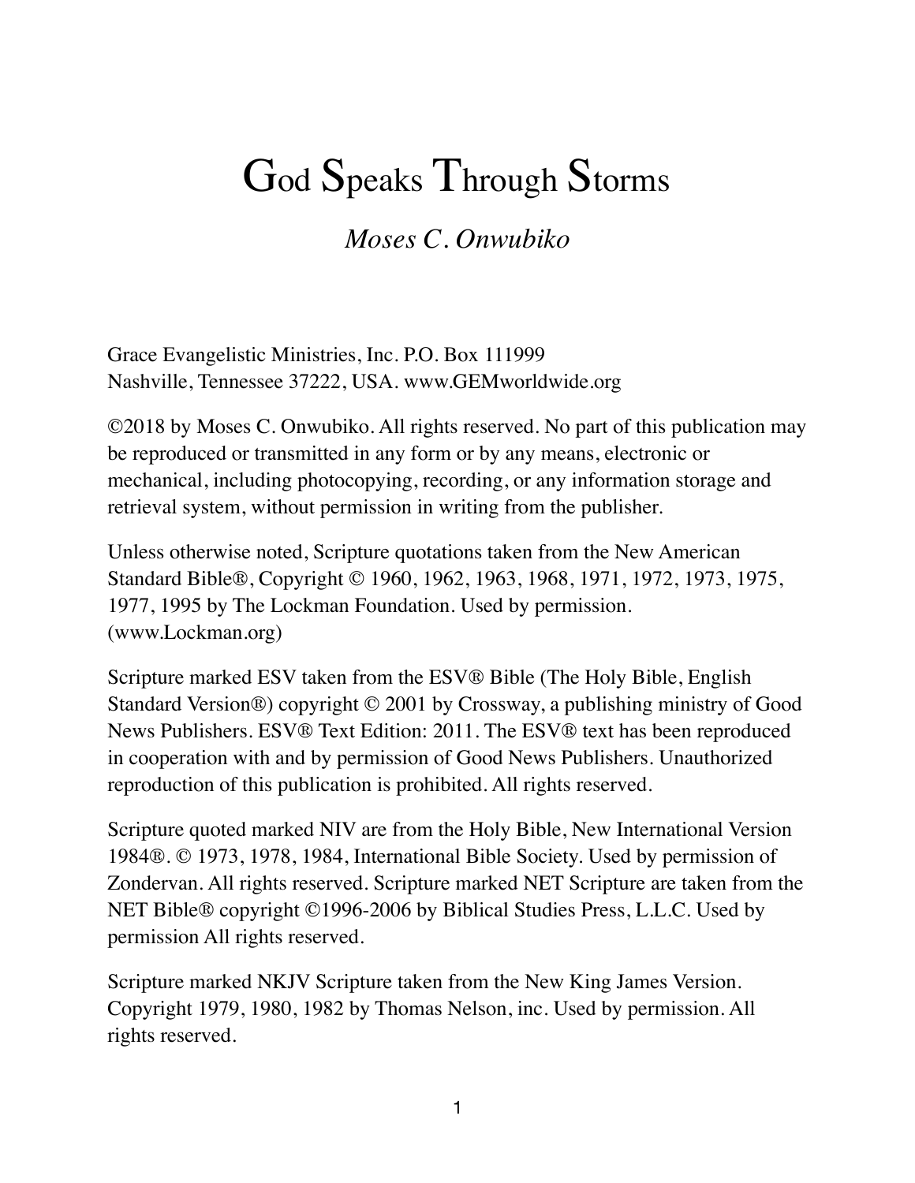# God Speaks Through Storms

*Moses C. Onwubiko*

Grace Evangelistic Ministries, Inc. P.O. Box 111999
Nashville, Tennessee 37222, USA. www.GEMworldwide.org

©2018 by Moses C. Onwubiko. All rights reserved. No part of this publication may be reproduced or transmitted in any form or by any means, electronic or mechanical, including photocopying, recording, or any information storage and retrieval system, without permission in writing from the publisher.

Unless otherwise noted, Scripture quotations taken from the New American Standard Bible®, Copyright © 1960, 1962, 1963, 1968, 1971, 1972, 1973, 1975, 1977, 1995 by The Lockman Foundation. Used by permission. (www.Lockman.org)

Scripture marked ESV taken from the ESV® Bible (The Holy Bible, English Standard Version®) copyright © 2001 by Crossway, a publishing ministry of Good News Publishers. ESV® Text Edition: 2011. The ESV® text has been reproduced in cooperation with and by permission of Good News Publishers. Unauthorized reproduction of this publication is prohibited. All rights reserved.

Scripture quoted marked NIV are from the Holy Bible, New International Version 1984®. © 1973, 1978, 1984, International Bible Society. Used by permission of Zondervan. All rights reserved. Scripture marked NET Scripture are taken from the NET Bible® copyright ©1996-2006 by Biblical Studies Press, L.L.C. Used by permission All rights reserved.

Scripture marked NKJV Scripture taken from the New King James Version. Copyright 1979, 1980, 1982 by Thomas Nelson, inc. Used by permission. All rights reserved.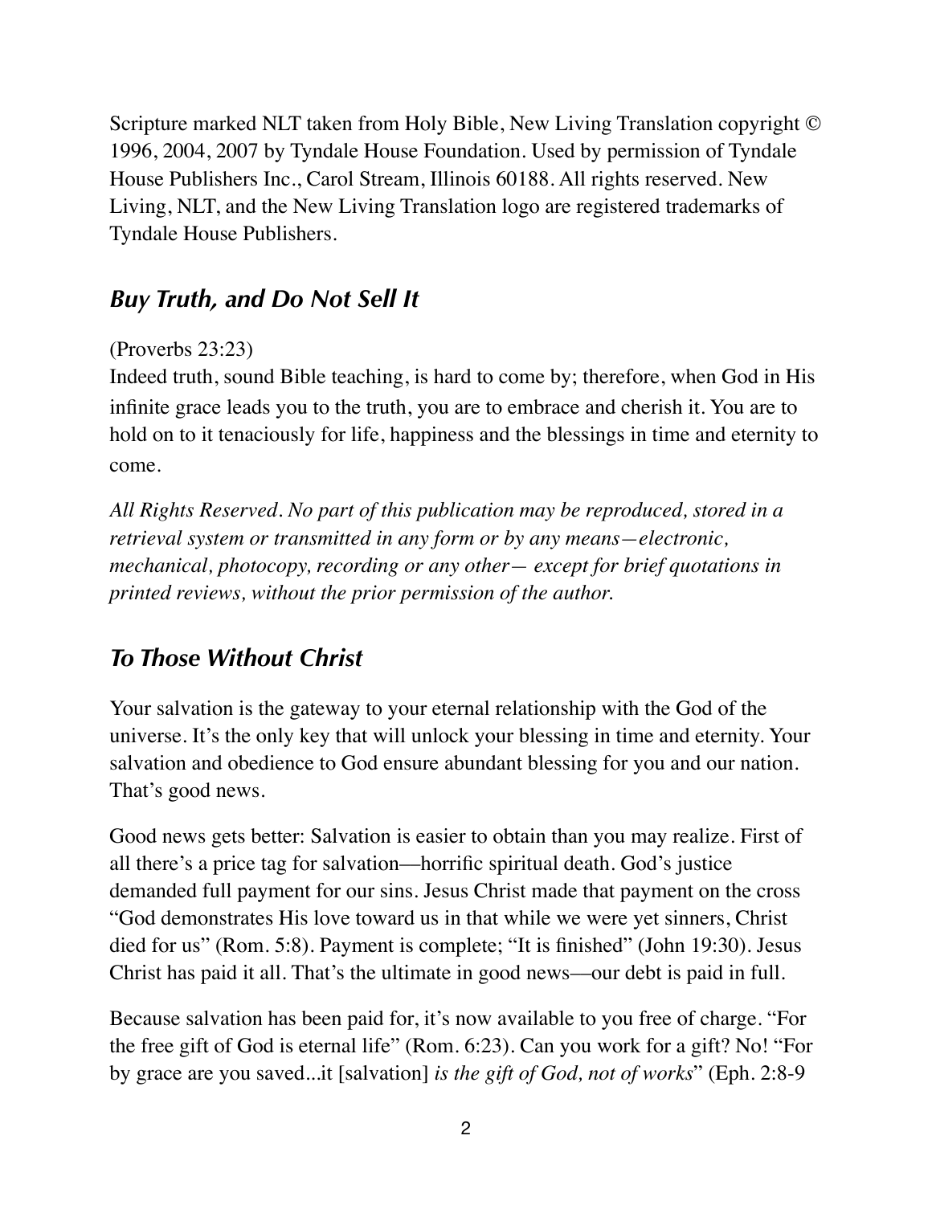Scripture marked NLT taken from Holy Bible, New Living Translation copyright © 1996, 2004, 2007 by Tyndale House Foundation. Used by permission of Tyndale House Publishers Inc., Carol Stream, Illinois 60188. All rights reserved. New Living, NLT, and the New Living Translation logo are registered trademarks of Tyndale House Publishers.

## *Buy Truth, and Do Not Sell It*

(Proverbs 23:23)
Indeed truth, sound Bible teaching, is hard to come by; therefore, when God in His infinite grace leads you to the truth, you are to embrace and cherish it. You are to hold on to it tenaciously for life, happiness and the blessings in time and eternity to come.

*All Rights Reserved. No part of this publication may be reproduced, stored in a retrieval system or transmitted in any form or by any means—electronic, mechanical, photocopy, recording or any other— except for brief quotations in printed reviews, without the prior permission of the author.*

## *To Those Without Christ*

Your salvation is the gateway to your eternal relationship with the God of the universe. It's the only key that will unlock your blessing in time and eternity. Your salvation and obedience to God ensure abundant blessing for you and our nation. That's good news.

Good news gets better: Salvation is easier to obtain than you may realize. First of all there's a price tag for salvation—horrific spiritual death. God's justice demanded full payment for our sins. Jesus Christ made that payment on the cross "God demonstrates His love toward us in that while we were yet sinners, Christ died for us" (Rom. 5:8). Payment is complete; "It is finished" (John 19:30). Jesus Christ has paid it all. That's the ultimate in good news—our debt is paid in full.

Because salvation has been paid for, it's now available to you free of charge. "For the free gift of God is eternal life" (Rom. 6:23). Can you work for a gift? No! "For by grace are you saved...it [salvation] *is the gift of God, not of works*" (Eph. 2:8-9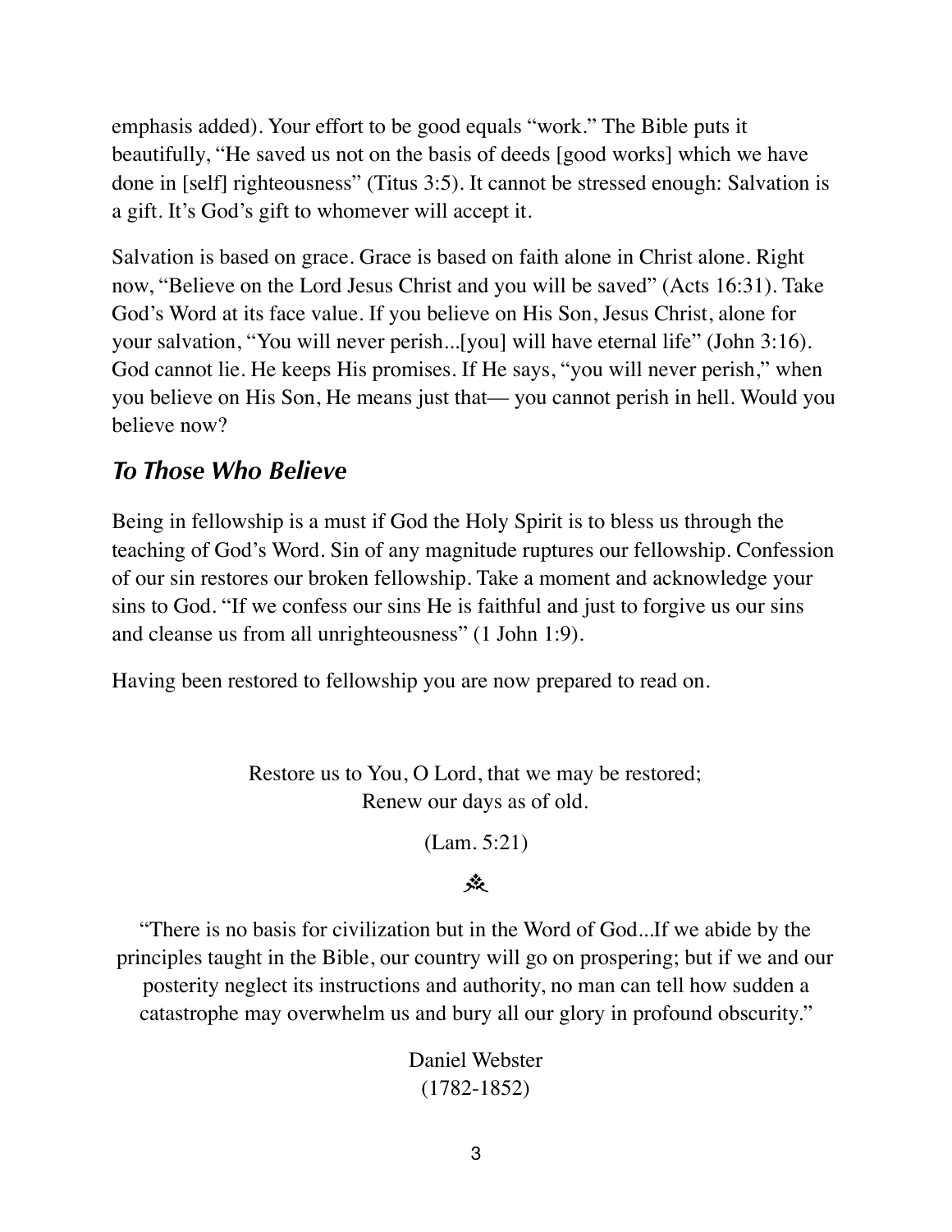emphasis added). Your effort to be good equals "work." The Bible puts it beautifully, "He saved us not on the basis of deeds [good works] which we have done in [self] righteousness" (Titus 3:5). It cannot be stressed enough: Salvation is a gift. It's God's gift to whomever will accept it.

Salvation is based on grace. Grace is based on faith alone in Christ alone. Right now, "Believe on the Lord Jesus Christ and you will be saved" (Acts 16:31). Take God's Word at its face value. If you believe on His Son, Jesus Christ, alone for your salvation, "You will never perish...[you] will have eternal life" (John 3:16). God cannot lie. He keeps His promises. If He says, "you will never perish," when you believe on His Son, He means just that— you cannot perish in hell. Would you believe now?

## *To Those Who Believe*

Being in fellowship is a must if God the Holy Spirit is to bless us through the teaching of God's Word. Sin of any magnitude ruptures our fellowship. Confession of our sin restores our broken fellowship. Take a moment and acknowledge your sins to God. "If we confess our sins He is faithful and just to forgive us our sins and cleanse us from all unrighteousness" (1 John 1:9).

Having been restored to fellowship you are now prepared to read on.

Restore us to You, O Lord, that we may be restored;
Renew our days as of old.

(Lam. 5:21)

"There is no basis for civilization but in the Word of God...If we abide by the principles taught in the Bible, our country will go on prospering; but if we and our posterity neglect its instructions and authority, no man can tell how sudden a catastrophe may overwhelm us and bury all our glory in profound obscurity."

Daniel Webster
(1782-1852)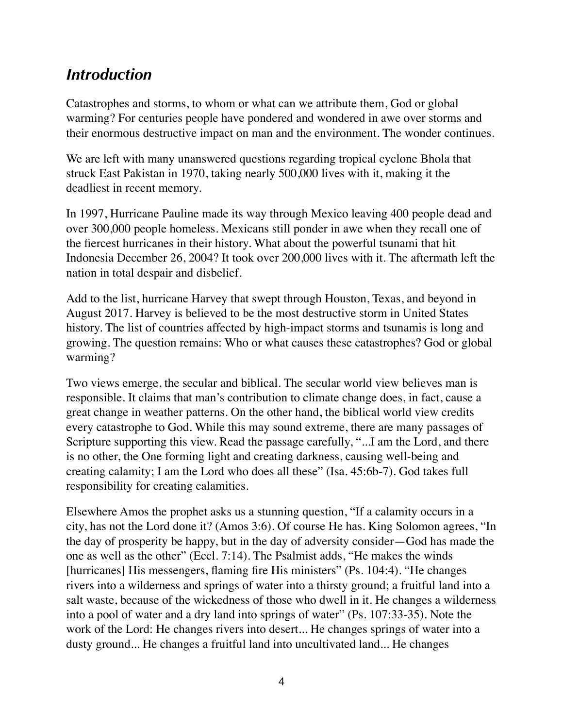## *Introduction*

Catastrophes and storms, to whom or what can we attribute them, God or global warming? For centuries people have pondered and wondered in awe over storms and their enormous destructive impact on man and the environment. The wonder continues.

We are left with many unanswered questions regarding tropical cyclone Bhola that struck East Pakistan in 1970, taking nearly 500,000 lives with it, making it the deadliest in recent memory.

In 1997, Hurricane Pauline made its way through Mexico leaving 400 people dead and over 300,000 people homeless. Mexicans still ponder in awe when they recall one of the fiercest hurricanes in their history. What about the powerful tsunami that hit Indonesia December 26, 2004? It took over 200,000 lives with it. The aftermath left the nation in total despair and disbelief.

Add to the list, hurricane Harvey that swept through Houston, Texas, and beyond in August 2017. Harvey is believed to be the most destructive storm in United States history. The list of countries affected by high-impact storms and tsunamis is long and growing. The question remains: Who or what causes these catastrophes? God or global warming?

Two views emerge, the secular and biblical. The secular world view believes man is responsible. It claims that man's contribution to climate change does, in fact, cause a great change in weather patterns. On the other hand, the biblical world view credits every catastrophe to God. While this may sound extreme, there are many passages of Scripture supporting this view. Read the passage carefully, "...I am the Lord, and there is no other, the One forming light and creating darkness, causing well-being and creating calamity; I am the Lord who does all these" (Isa. 45:6b-7). God takes full responsibility for creating calamities.

Elsewhere Amos the prophet asks us a stunning question, "If a calamity occurs in a city, has not the Lord done it? (Amos 3:6). Of course He has. King Solomon agrees, "In the day of prosperity be happy, but in the day of adversity consider—God has made the one as well as the other" (Eccl. 7:14). The Psalmist adds, "He makes the winds [hurricanes] His messengers, flaming fire His ministers" (Ps. 104:4). "He changes rivers into a wilderness and springs of water into a thirsty ground; a fruitful land into a salt waste, because of the wickedness of those who dwell in it. He changes a wilderness into a pool of water and a dry land into springs of water" (Ps. 107:33-35). Note the work of the Lord: He changes rivers into desert... He changes springs of water into a dusty ground... He changes a fruitful land into uncultivated land... He changes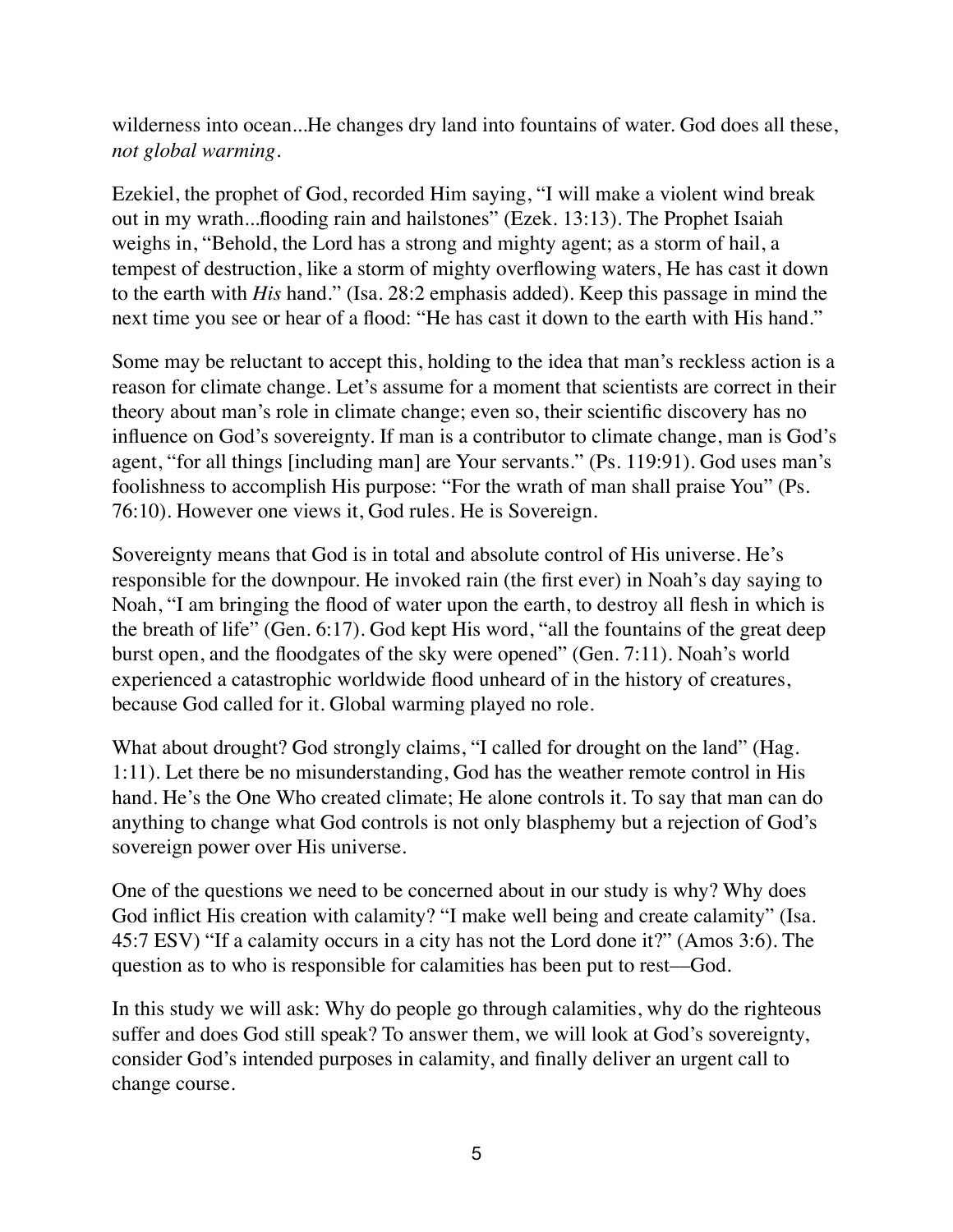wilderness into ocean...He changes dry land into fountains of water. God does all these, *not global warming*.

Ezekiel, the prophet of God, recorded Him saying, "I will make a violent wind break out in my wrath...flooding rain and hailstones" (Ezek. 13:13). The Prophet Isaiah weighs in, "Behold, the Lord has a strong and mighty agent; as a storm of hail, a tempest of destruction, like a storm of mighty overflowing waters, He has cast it down to the earth with *His* hand." (Isa. 28:2 emphasis added). Keep this passage in mind the next time you see or hear of a flood: "He has cast it down to the earth with His hand."

Some may be reluctant to accept this, holding to the idea that man's reckless action is a reason for climate change. Let's assume for a moment that scientists are correct in their theory about man's role in climate change; even so, their scientific discovery has no influence on God's sovereignty. If man is a contributor to climate change, man is God's agent, "for all things [including man] are Your servants." (Ps. 119:91). God uses man's foolishness to accomplish His purpose: "For the wrath of man shall praise You" (Ps. 76:10). However one views it, God rules. He is Sovereign.

Sovereignty means that God is in total and absolute control of His universe. He's responsible for the downpour. He invoked rain (the first ever) in Noah's day saying to Noah, "I am bringing the flood of water upon the earth, to destroy all flesh in which is the breath of life" (Gen. 6:17). God kept His word, "all the fountains of the great deep burst open, and the floodgates of the sky were opened" (Gen. 7:11). Noah's world experienced a catastrophic worldwide flood unheard of in the history of creatures, because God called for it. Global warming played no role.

What about drought? God strongly claims, "I called for drought on the land" (Hag. 1:11). Let there be no misunderstanding, God has the weather remote control in His hand. He's the One Who created climate; He alone controls it. To say that man can do anything to change what God controls is not only blasphemy but a rejection of God's sovereign power over His universe.

One of the questions we need to be concerned about in our study is why? Why does God inflict His creation with calamity? "I make well being and create calamity" (Isa. 45:7 ESV) "If a calamity occurs in a city has not the Lord done it?" (Amos 3:6). The question as to who is responsible for calamities has been put to rest—God.

In this study we will ask: Why do people go through calamities, why do the righteous suffer and does God still speak? To answer them, we will look at God's sovereignty, consider God's intended purposes in calamity, and finally deliver an urgent call to change course.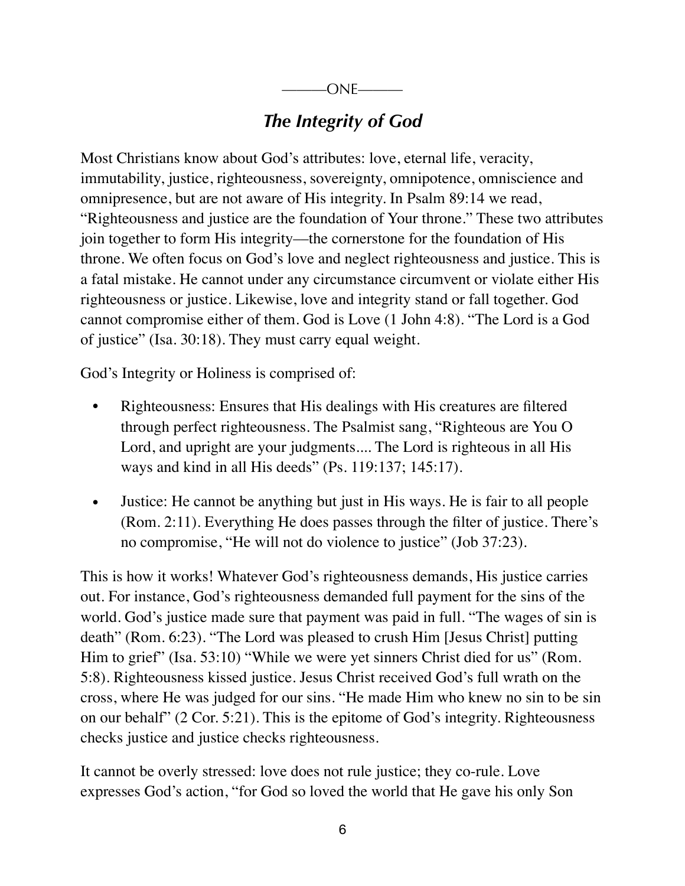———ONE———

## *The Integrity of God*

Most Christians know about God's attributes: love, eternal life, veracity, immutability, justice, righteousness, sovereignty, omnipotence, omniscience and omnipresence, but are not aware of His integrity. In Psalm 89:14 we read, "Righteousness and justice are the foundation of Your throne." These two attributes join together to form His integrity—the cornerstone for the foundation of His throne. We often focus on God's love and neglect righteousness and justice. This is a fatal mistake. He cannot under any circumstance circumvent or violate either His righteousness or justice. Likewise, love and integrity stand or fall together. God cannot compromise either of them. God is Love (1 John 4:8). "The Lord is a God of justice" (Isa. 30:18). They must carry equal weight.

God's Integrity or Holiness is comprised of:

- Righteousness: Ensures that His dealings with His creatures are filtered through perfect righteousness. The Psalmist sang, "Righteous are You O Lord, and upright are your judgments.... The Lord is righteous in all His ways and kind in all His deeds" (Ps. 119:137; 145:17).
- Justice: He cannot be anything but just in His ways. He is fair to all people (Rom. 2:11). Everything He does passes through the filter of justice. There's no compromise, "He will not do violence to justice" (Job 37:23).

This is how it works! Whatever God's righteousness demands, His justice carries out. For instance, God's righteousness demanded full payment for the sins of the world. God's justice made sure that payment was paid in full. "The wages of sin is death" (Rom. 6:23). "The Lord was pleased to crush Him [Jesus Christ] putting Him to grief" (Isa. 53:10) "While we were yet sinners Christ died for us" (Rom. 5:8). Righteousness kissed justice. Jesus Christ received God's full wrath on the cross, where He was judged for our sins. "He made Him who knew no sin to be sin on our behalf" (2 Cor. 5:21). This is the epitome of God's integrity. Righteousness checks justice and justice checks righteousness.

It cannot be overly stressed: love does not rule justice; they co-rule. Love expresses God's action, "for God so loved the world that He gave his only Son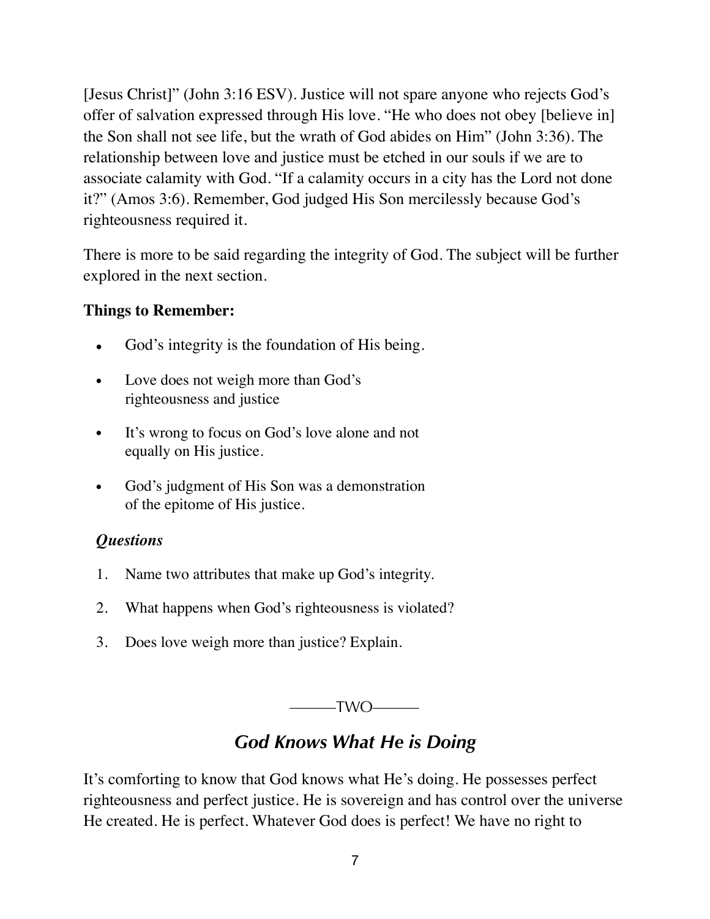[Jesus Christ]" (John 3:16 ESV). Justice will not spare anyone who rejects God's offer of salvation expressed through His love. "He who does not obey [believe in] the Son shall not see life, but the wrath of God abides on Him" (John 3:36). The relationship between love and justice must be etched in our souls if we are to associate calamity with God. "If a calamity occurs in a city has the Lord not done it?" (Amos 3:6). Remember, God judged His Son mercilessly because God's righteousness required it.

There is more to be said regarding the integrity of God. The subject will be further explored in the next section.

**Things to Remember:**

- God's integrity is the foundation of His being.
- Love does not weigh more than God's righteousness and justice
- It's wrong to focus on God's love alone and not equally on His justice.
- God's judgment of His Son was a demonstration of the epitome of His justice.

***Questions***

1. Name two attributes that make up God's integrity.
2. What happens when God's righteousness is violated?
3. Does love weigh more than justice? Explain.

———TWO———

## *God Knows What He is Doing*

It's comforting to know that God knows what He's doing. He possesses perfect righteousness and perfect justice. He is sovereign and has control over the universe He created. He is perfect. Whatever God does is perfect! We have no right to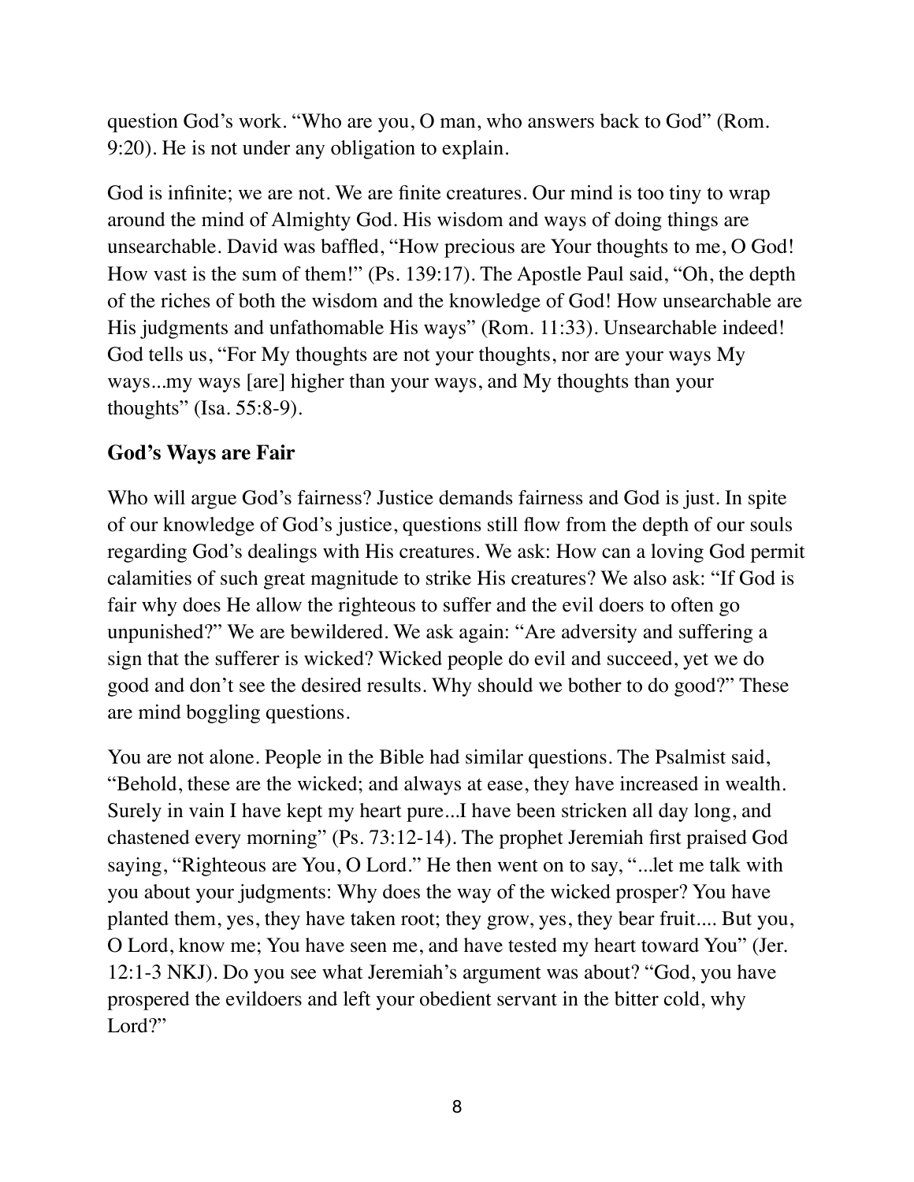question God's work. "Who are you, O man, who answers back to God" (Rom. 9:20). He is not under any obligation to explain.

God is infinite; we are not. We are finite creatures. Our mind is too tiny to wrap around the mind of Almighty God. His wisdom and ways of doing things are unsearchable. David was baffled, "How precious are Your thoughts to me, O God! How vast is the sum of them!" (Ps. 139:17). The Apostle Paul said, "Oh, the depth of the riches of both the wisdom and the knowledge of God! How unsearchable are His judgments and unfathomable His ways" (Rom. 11:33). Unsearchable indeed! God tells us, "For My thoughts are not your thoughts, nor are your ways My ways...my ways [are] higher than your ways, and My thoughts than your thoughts" (Isa. 55:8-9).

**God's Ways are Fair**

Who will argue God's fairness? Justice demands fairness and God is just. In spite of our knowledge of God's justice, questions still flow from the depth of our souls regarding God's dealings with His creatures. We ask: How can a loving God permit calamities of such great magnitude to strike His creatures? We also ask: "If God is fair why does He allow the righteous to suffer and the evil doers to often go unpunished?" We are bewildered. We ask again: "Are adversity and suffering a sign that the sufferer is wicked? Wicked people do evil and succeed, yet we do good and don't see the desired results. Why should we bother to do good?" These are mind boggling questions.

You are not alone. People in the Bible had similar questions. The Psalmist said, "Behold, these are the wicked; and always at ease, they have increased in wealth. Surely in vain I have kept my heart pure...I have been stricken all day long, and chastened every morning" (Ps. 73:12-14). The prophet Jeremiah first praised God saying, "Righteous are You, O Lord." He then went on to say, "...let me talk with you about your judgments: Why does the way of the wicked prosper? You have planted them, yes, they have taken root; they grow, yes, they bear fruit.... But you, O Lord, know me; You have seen me, and have tested my heart toward You" (Jer. 12:1-3 NKJ). Do you see what Jeremiah's argument was about? "God, you have prospered the evildoers and left your obedient servant in the bitter cold, why Lord?"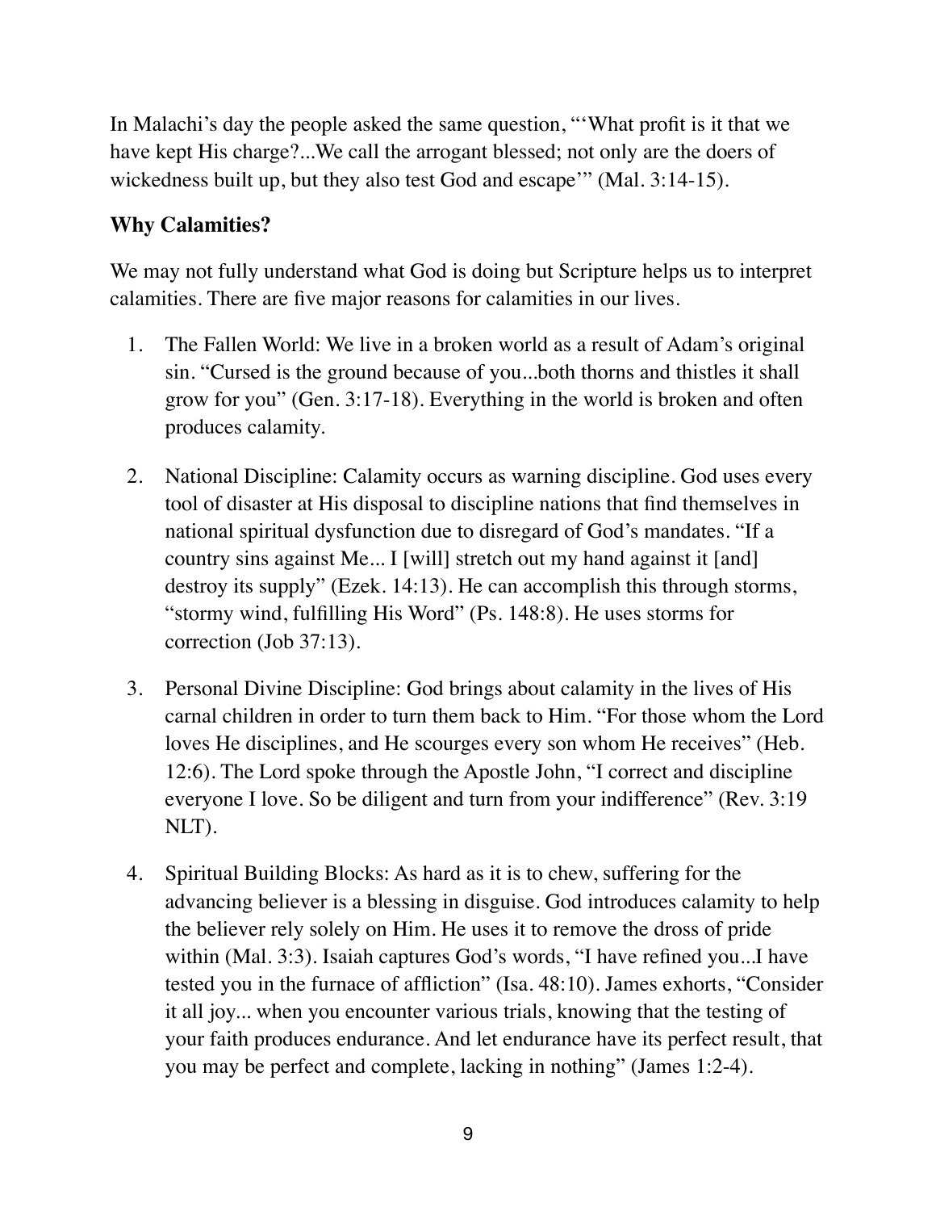In Malachi's day the people asked the same question, "'What profit is it that we have kept His charge?...We call the arrogant blessed; not only are the doers of wickedness built up, but they also test God and escape'" (Mal. 3:14-15).

### Why Calamities?

We may not fully understand what God is doing but Scripture helps us to interpret calamities. There are five major reasons for calamities in our lives.

1. The Fallen World: We live in a broken world as a result of Adam's original sin. "Cursed is the ground because of you...both thorns and thistles it shall grow for you" (Gen. 3:17-18). Everything in the world is broken and often produces calamity.

2. National Discipline: Calamity occurs as warning discipline. God uses every tool of disaster at His disposal to discipline nations that find themselves in national spiritual dysfunction due to disregard of God's mandates. "If a country sins against Me... I [will] stretch out my hand against it [and] destroy its supply" (Ezek. 14:13). He can accomplish this through storms, "stormy wind, fulfilling His Word" (Ps. 148:8). He uses storms for correction (Job 37:13).

3. Personal Divine Discipline: God brings about calamity in the lives of His carnal children in order to turn them back to Him. "For those whom the Lord loves He disciplines, and He scourges every son whom He receives" (Heb. 12:6). The Lord spoke through the Apostle John, "I correct and discipline everyone I love. So be diligent and turn from your indifference" (Rev. 3:19 NLT).

4. Spiritual Building Blocks: As hard as it is to chew, suffering for the advancing believer is a blessing in disguise. God introduces calamity to help the believer rely solely on Him. He uses it to remove the dross of pride within (Mal. 3:3). Isaiah captures God's words, "I have refined you...I have tested you in the furnace of affliction" (Isa. 48:10). James exhorts, "Consider it all joy... when you encounter various trials, knowing that the testing of your faith produces endurance. And let endurance have its perfect result, that you may be perfect and complete, lacking in nothing" (James 1:2-4).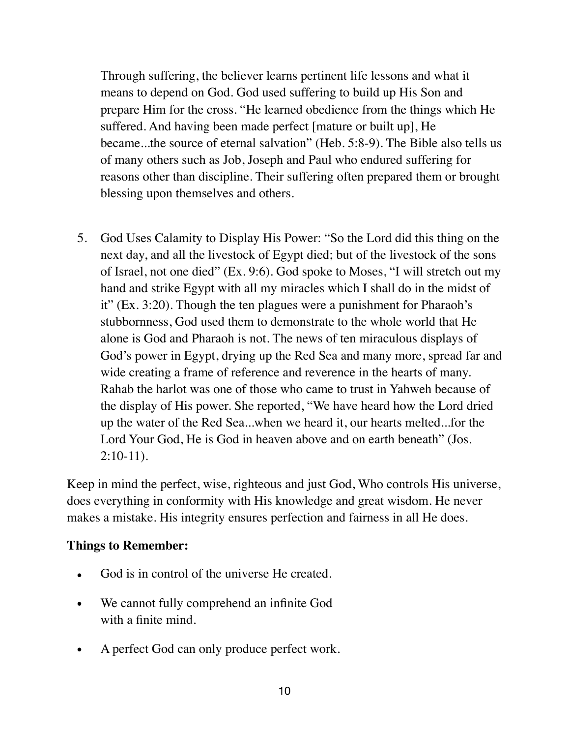Through suffering, the believer learns pertinent life lessons and what it means to depend on God. God used suffering to build up His Son and prepare Him for the cross. "He learned obedience from the things which He suffered. And having been made perfect [mature or built up], He became...the source of eternal salvation" (Heb. 5:8-9). The Bible also tells us of many others such as Job, Joseph and Paul who endured suffering for reasons other than discipline. Their suffering often prepared them or brought blessing upon themselves and others.

5. God Uses Calamity to Display His Power: "So the Lord did this thing on the next day, and all the livestock of Egypt died; but of the livestock of the sons of Israel, not one died" (Ex. 9:6). God spoke to Moses, "I will stretch out my hand and strike Egypt with all my miracles which I shall do in the midst of it" (Ex. 3:20). Though the ten plagues were a punishment for Pharaoh's stubbornness, God used them to demonstrate to the whole world that He alone is God and Pharaoh is not. The news of ten miraculous displays of God's power in Egypt, drying up the Red Sea and many more, spread far and wide creating a frame of reference and reverence in the hearts of many. Rahab the harlot was one of those who came to trust in Yahweh because of the display of His power. She reported, "We have heard how the Lord dried up the water of the Red Sea...when we heard it, our hearts melted...for the Lord Your God, He is God in heaven above and on earth beneath" (Jos. 2:10-11).

Keep in mind the perfect, wise, righteous and just God, Who controls His universe, does everything in conformity with His knowledge and great wisdom. He never makes a mistake. His integrity ensures perfection and fairness in all He does.

**Things to Remember:**

- God is in control of the universe He created.
- We cannot fully comprehend an infinite God with a finite mind.
- A perfect God can only produce perfect work.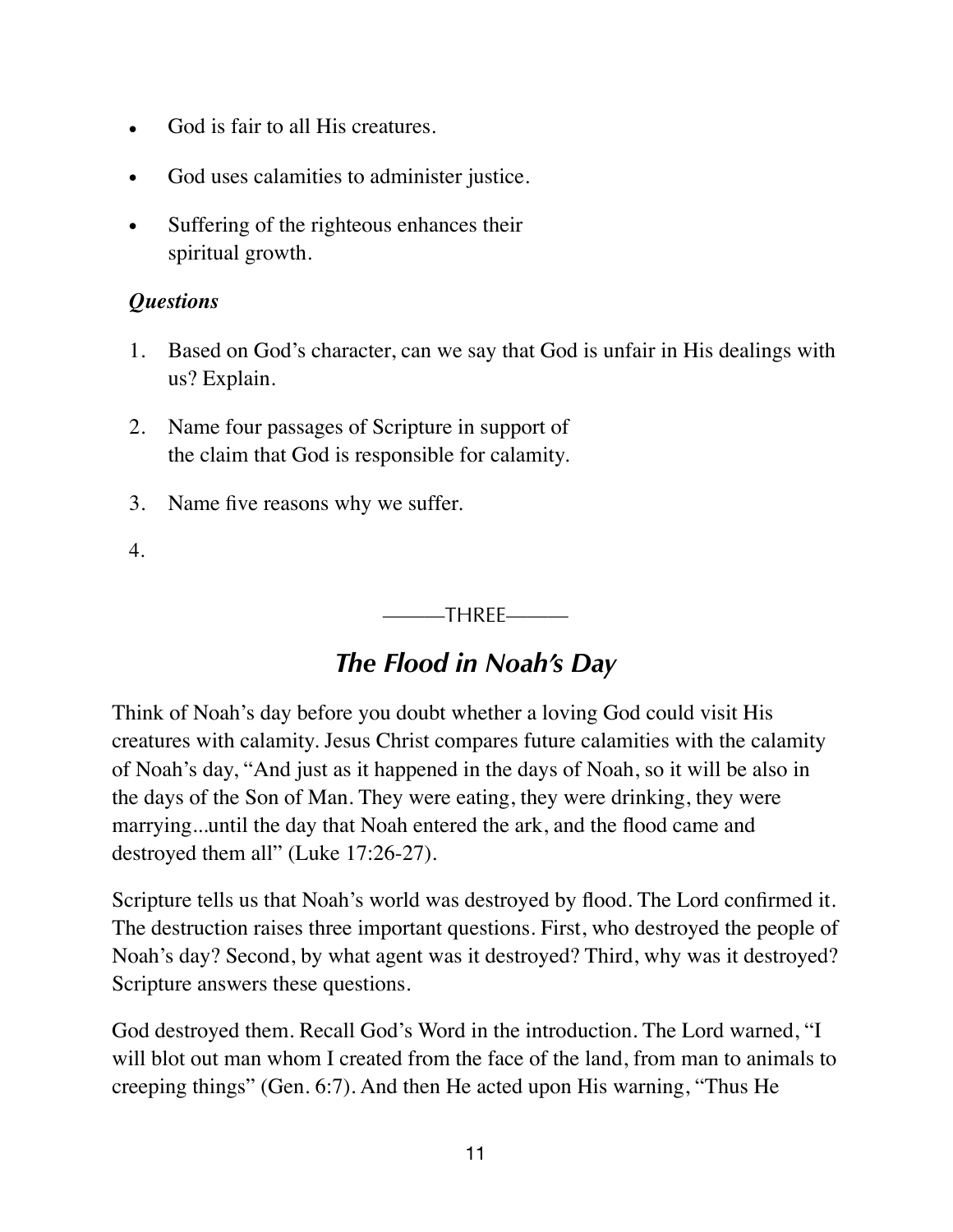- God is fair to all His creatures.
- God uses calamities to administer justice.
- Suffering of the righteous enhances their spiritual growth.

### *Questions*

1. Based on God's character, can we say that God is unfair in His dealings with us? Explain.
2. Name four passages of Scripture in support of the claim that God is responsible for calamity.
3. Name five reasons why we suffer.
4. 

———THREE———

## *The Flood in Noah's Day*

Think of Noah's day before you doubt whether a loving God could visit His creatures with calamity. Jesus Christ compares future calamities with the calamity of Noah's day, "And just as it happened in the days of Noah, so it will be also in the days of the Son of Man. They were eating, they were drinking, they were marrying...until the day that Noah entered the ark, and the flood came and destroyed them all" (Luke 17:26-27).

Scripture tells us that Noah's world was destroyed by flood. The Lord confirmed it. The destruction raises three important questions. First, who destroyed the people of Noah's day? Second, by what agent was it destroyed? Third, why was it destroyed? Scripture answers these questions.

God destroyed them. Recall God's Word in the introduction. The Lord warned, "I will blot out man whom I created from the face of the land, from man to animals to creeping things" (Gen. 6:7). And then He acted upon His warning, "Thus He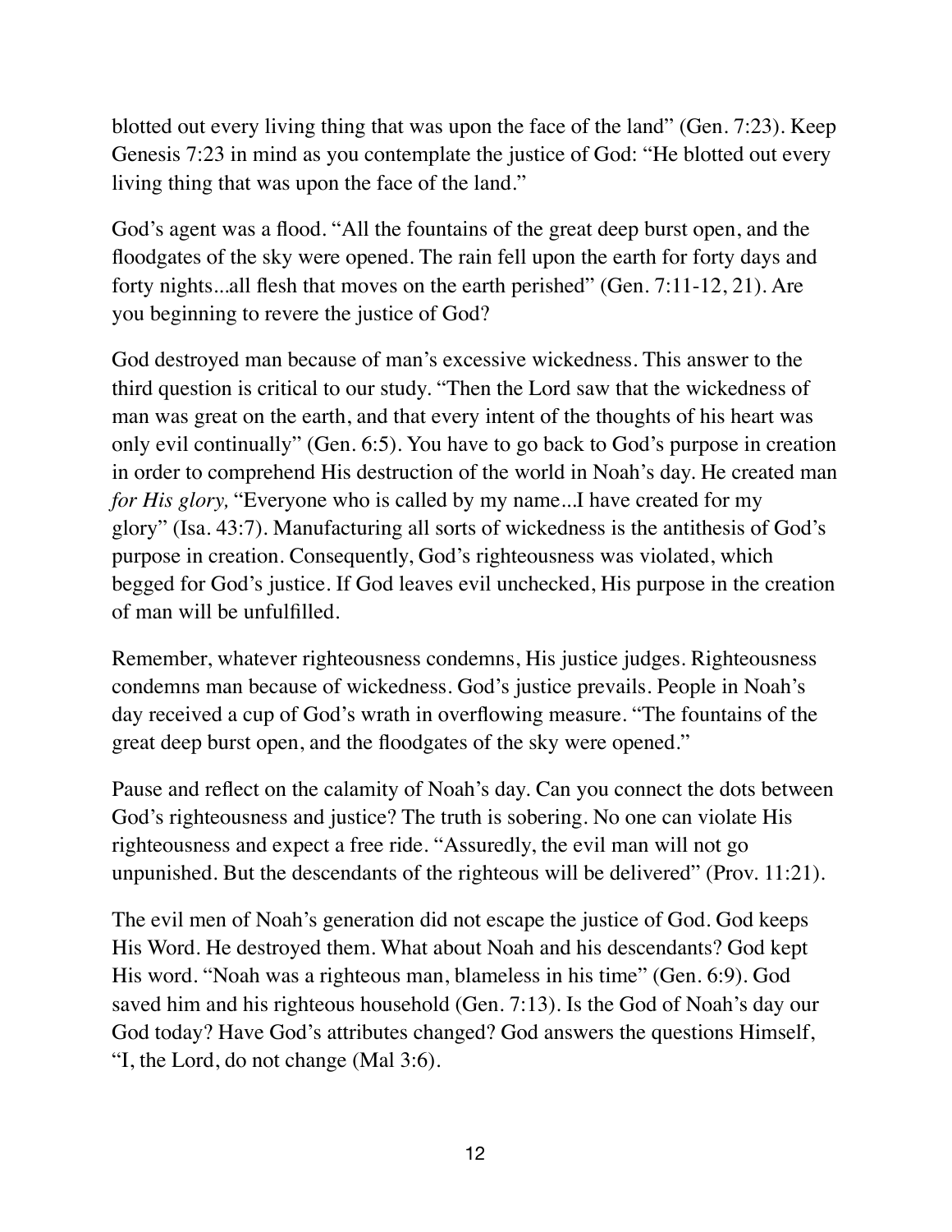blotted out every living thing that was upon the face of the land" (Gen. 7:23). Keep Genesis 7:23 in mind as you contemplate the justice of God: "He blotted out every living thing that was upon the face of the land."

God's agent was a flood. "All the fountains of the great deep burst open, and the floodgates of the sky were opened. The rain fell upon the earth for forty days and forty nights...all flesh that moves on the earth perished" (Gen. 7:11-12, 21). Are you beginning to revere the justice of God?

God destroyed man because of man's excessive wickedness. This answer to the third question is critical to our study. "Then the Lord saw that the wickedness of man was great on the earth, and that every intent of the thoughts of his heart was only evil continually" (Gen. 6:5). You have to go back to God's purpose in creation in order to comprehend His destruction of the world in Noah's day. He created man *for His glory,* "Everyone who is called by my name...I have created for my glory" (Isa. 43:7). Manufacturing all sorts of wickedness is the antithesis of God's purpose in creation. Consequently, God's righteousness was violated, which begged for God's justice. If God leaves evil unchecked, His purpose in the creation of man will be unfulfilled.

Remember, whatever righteousness condemns, His justice judges. Righteousness condemns man because of wickedness. God's justice prevails. People in Noah's day received a cup of God's wrath in overflowing measure. "The fountains of the great deep burst open, and the floodgates of the sky were opened."

Pause and reflect on the calamity of Noah's day. Can you connect the dots between God's righteousness and justice? The truth is sobering. No one can violate His righteousness and expect a free ride. "Assuredly, the evil man will not go unpunished. But the descendants of the righteous will be delivered" (Prov. 11:21).

The evil men of Noah's generation did not escape the justice of God. God keeps His Word. He destroyed them. What about Noah and his descendants? God kept His word. "Noah was a righteous man, blameless in his time" (Gen. 6:9). God saved him and his righteous household (Gen. 7:13). Is the God of Noah's day our God today? Have God's attributes changed? God answers the questions Himself, "I, the Lord, do not change (Mal 3:6).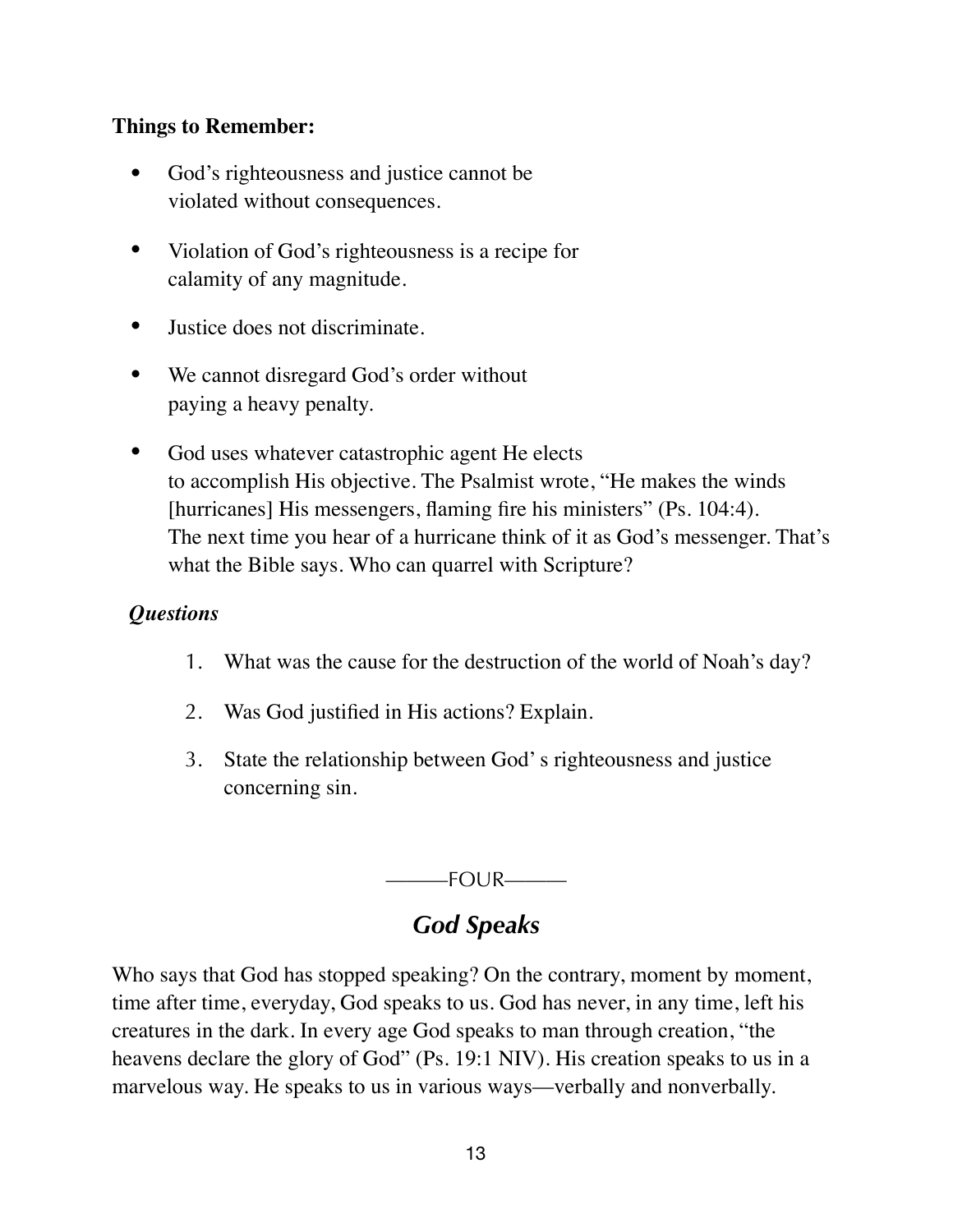**Things to Remember:**

- God's righteousness and justice cannot be violated without consequences.
- Violation of God's righteousness is a recipe for calamity of any magnitude.
- Justice does not discriminate.
- We cannot disregard God's order without paying a heavy penalty.
- God uses whatever catastrophic agent He elects to accomplish His objective. The Psalmist wrote, "He makes the winds [hurricanes] His messengers, flaming fire his ministers" (Ps. 104:4). The next time you hear of a hurricane think of it as God's messenger. That's what the Bible says. Who can quarrel with Scripture?

***Questions***

1. What was the cause for the destruction of the world of Noah's day?
2. Was God justified in His actions? Explain.
3. State the relationship between God' s righteousness and justice concerning sin.

———FOUR———

## *God Speaks*

Who says that God has stopped speaking? On the contrary, moment by moment, time after time, everyday, God speaks to us. God has never, in any time, left his creatures in the dark. In every age God speaks to man through creation, "the heavens declare the glory of God" (Ps. 19:1 NIV). His creation speaks to us in a marvelous way. He speaks to us in various ways—verbally and nonverbally.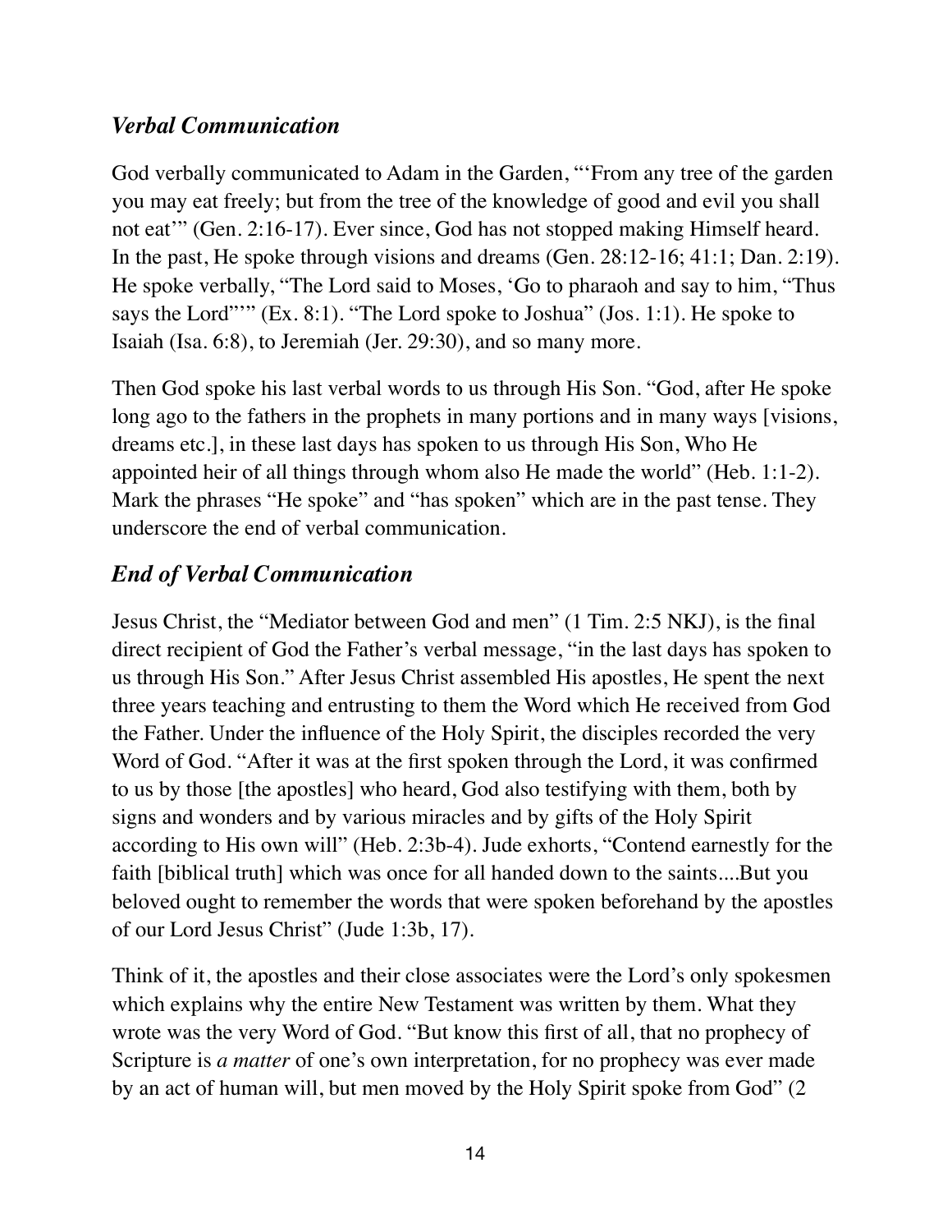### *Verbal Communication*

God verbally communicated to Adam in the Garden, "'From any tree of the garden you may eat freely; but from the tree of the knowledge of good and evil you shall not eat'" (Gen. 2:16-17). Ever since, God has not stopped making Himself heard. In the past, He spoke through visions and dreams (Gen. 28:12-16; 41:1; Dan. 2:19). He spoke verbally, "The Lord said to Moses, 'Go to pharaoh and say to him, "Thus says the Lord"'" (Ex. 8:1). "The Lord spoke to Joshua" (Jos. 1:1). He spoke to Isaiah (Isa. 6:8), to Jeremiah (Jer. 29:30), and so many more.

Then God spoke his last verbal words to us through His Son. "God, after He spoke long ago to the fathers in the prophets in many portions and in many ways [visions, dreams etc.], in these last days has spoken to us through His Son, Who He appointed heir of all things through whom also He made the world" (Heb. 1:1-2). Mark the phrases "He spoke" and "has spoken" which are in the past tense. They underscore the end of verbal communication.

### *End of Verbal Communication*

Jesus Christ, the "Mediator between God and men" (1 Tim. 2:5 NKJ), is the final direct recipient of God the Father's verbal message, "in the last days has spoken to us through His Son." After Jesus Christ assembled His apostles, He spent the next three years teaching and entrusting to them the Word which He received from God the Father. Under the influence of the Holy Spirit, the disciples recorded the very Word of God. "After it was at the first spoken through the Lord, it was confirmed to us by those [the apostles] who heard, God also testifying with them, both by signs and wonders and by various miracles and by gifts of the Holy Spirit according to His own will" (Heb. 2:3b-4). Jude exhorts, "Contend earnestly for the faith [biblical truth] which was once for all handed down to the saints....But you beloved ought to remember the words that were spoken beforehand by the apostles of our Lord Jesus Christ" (Jude 1:3b, 17).

Think of it, the apostles and their close associates were the Lord's only spokesmen which explains why the entire New Testament was written by them. What they wrote was the very Word of God. "But know this first of all, that no prophecy of Scripture is *a matter* of one's own interpretation, for no prophecy was ever made by an act of human will, but men moved by the Holy Spirit spoke from God" (2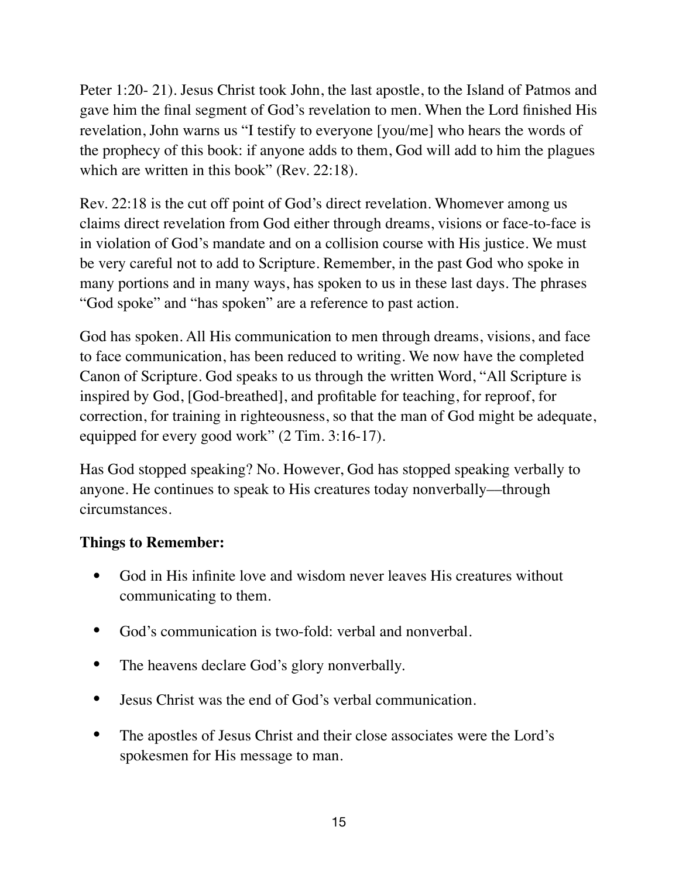Peter 1:20- 21). Jesus Christ took John, the last apostle, to the Island of Patmos and gave him the final segment of God's revelation to men. When the Lord finished His revelation, John warns us "I testify to everyone [you/me] who hears the words of the prophecy of this book: if anyone adds to them, God will add to him the plagues which are written in this book" (Rev. 22:18).

Rev. 22:18 is the cut off point of God's direct revelation. Whomever among us claims direct revelation from God either through dreams, visions or face-to-face is in violation of God's mandate and on a collision course with His justice. We must be very careful not to add to Scripture. Remember, in the past God who spoke in many portions and in many ways, has spoken to us in these last days. The phrases "God spoke" and "has spoken" are a reference to past action.

God has spoken. All His communication to men through dreams, visions, and face to face communication, has been reduced to writing. We now have the completed Canon of Scripture. God speaks to us through the written Word, "All Scripture is inspired by God, [God-breathed], and profitable for teaching, for reproof, for correction, for training in righteousness, so that the man of God might be adequate, equipped for every good work" (2 Tim. 3:16-17).

Has God stopped speaking? No. However, God has stopped speaking verbally to anyone. He continues to speak to His creatures today nonverbally—through circumstances.

**Things to Remember:**

- God in His infinite love and wisdom never leaves His creatures without communicating to them.
- God's communication is two-fold: verbal and nonverbal.
- The heavens declare God's glory nonverbally.
- Jesus Christ was the end of God's verbal communication.
- The apostles of Jesus Christ and their close associates were the Lord's spokesmen for His message to man.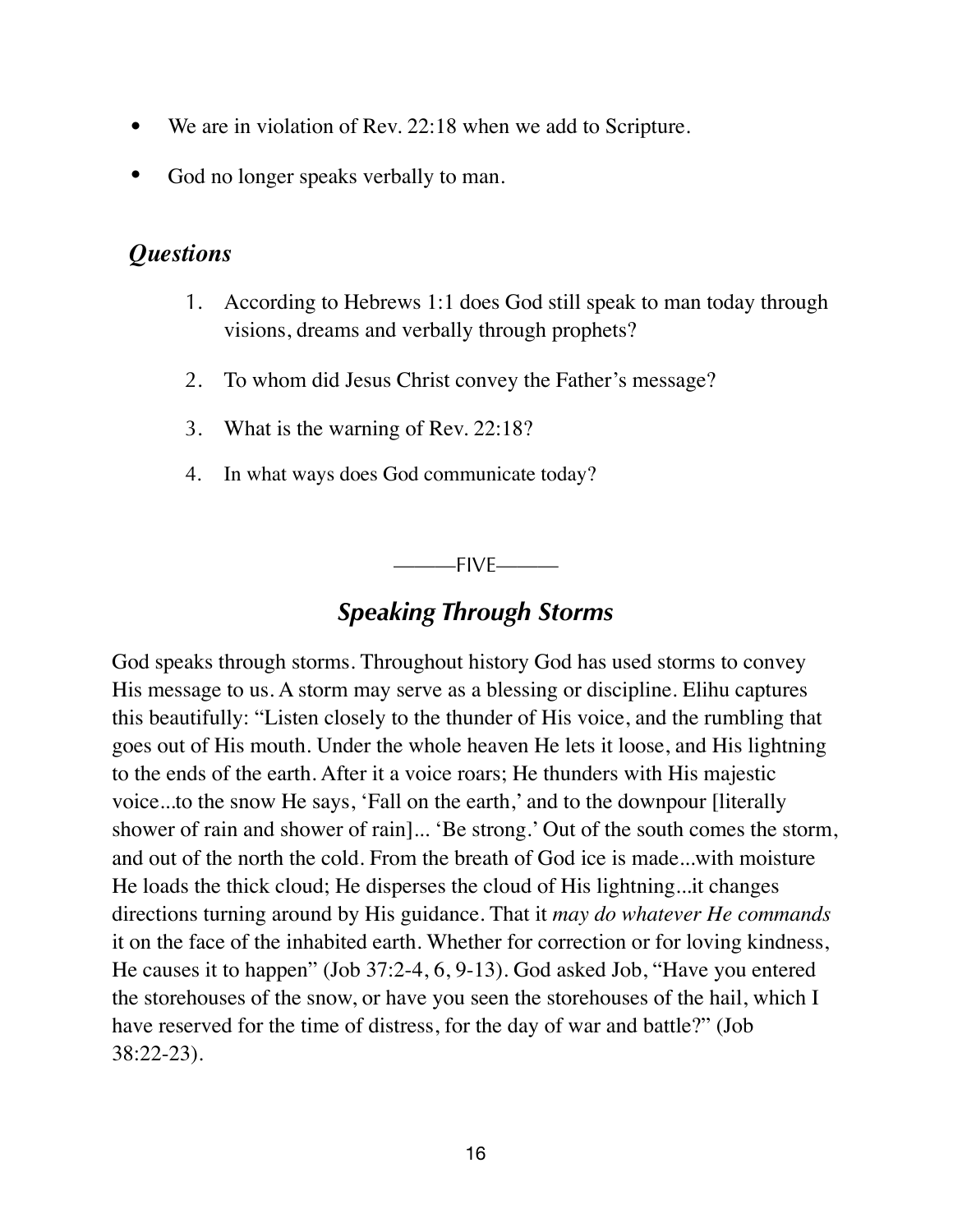- We are in violation of Rev. 22:18 when we add to Scripture.
- God no longer speaks verbally to man.

## *Questions*

1. According to Hebrews 1:1 does God still speak to man today through visions, dreams and verbally through prophets?
2. To whom did Jesus Christ convey the Father's message?
3. What is the warning of Rev. 22:18?
4. In what ways does God communicate today?

———FIVE———

## *Speaking Through Storms*

God speaks through storms. Throughout history God has used storms to convey His message to us. A storm may serve as a blessing or discipline. Elihu captures this beautifully: "Listen closely to the thunder of His voice, and the rumbling that goes out of His mouth. Under the whole heaven He lets it loose, and His lightning to the ends of the earth. After it a voice roars; He thunders with His majestic voice...to the snow He says, 'Fall on the earth,' and to the downpour [literally shower of rain and shower of rain]... 'Be strong.' Out of the south comes the storm, and out of the north the cold. From the breath of God ice is made...with moisture He loads the thick cloud; He disperses the cloud of His lightning...it changes directions turning around by His guidance. That it *may do whatever He commands* it on the face of the inhabited earth. Whether for correction or for loving kindness, He causes it to happen" (Job 37:2-4, 6, 9-13). God asked Job, "Have you entered the storehouses of the snow, or have you seen the storehouses of the hail, which I have reserved for the time of distress, for the day of war and battle?" (Job 38:22-23).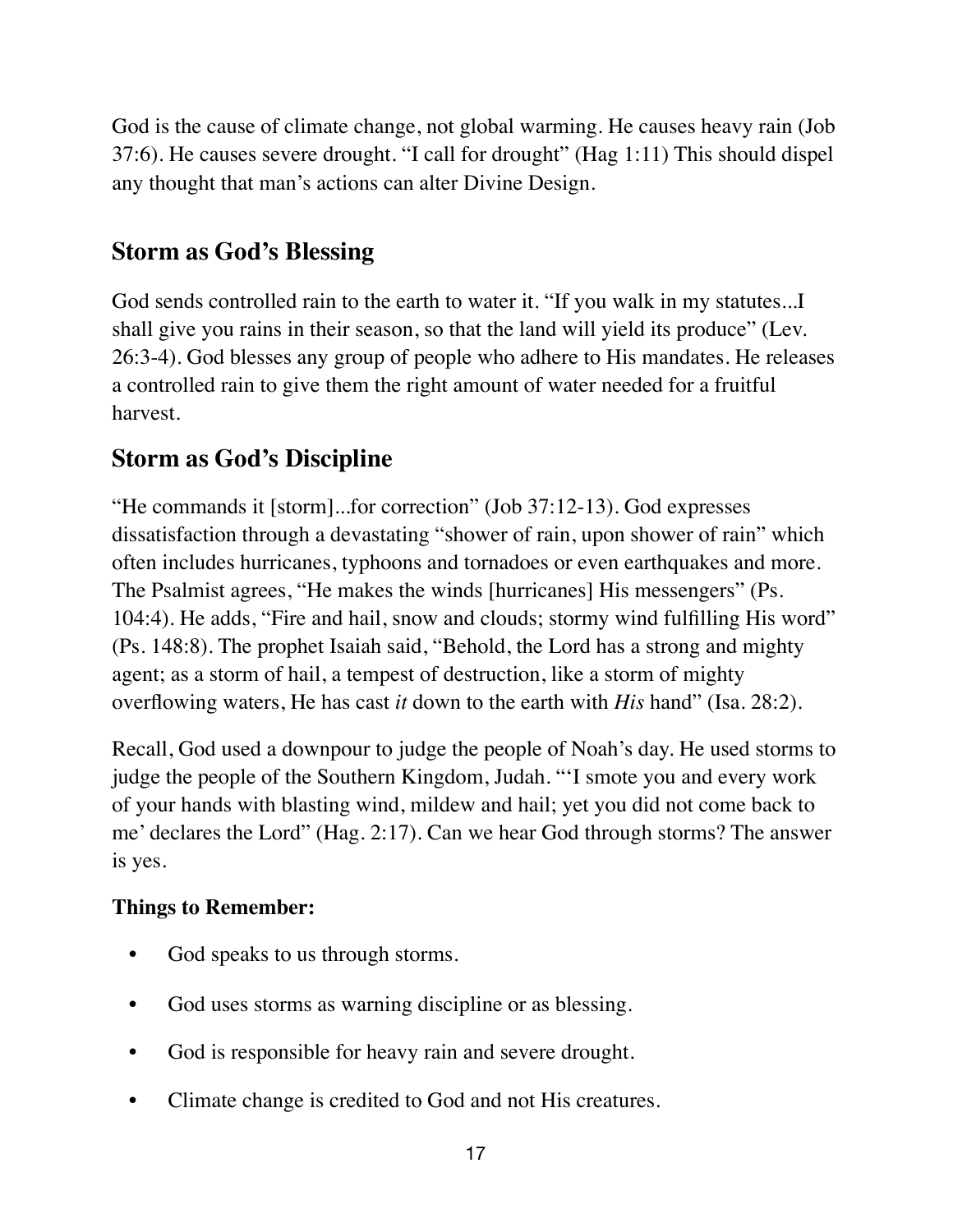God is the cause of climate change, not global warming. He causes heavy rain (Job 37:6). He causes severe drought. "I call for drought" (Hag 1:11) This should dispel any thought that man's actions can alter Divine Design.

## Storm as God's Blessing

God sends controlled rain to the earth to water it. "If you walk in my statutes...I shall give you rains in their season, so that the land will yield its produce" (Lev. 26:3-4). God blesses any group of people who adhere to His mandates. He releases a controlled rain to give them the right amount of water needed for a fruitful harvest.

## Storm as God's Discipline

"He commands it [storm]...for correction" (Job 37:12-13). God expresses dissatisfaction through a devastating "shower of rain, upon shower of rain" which often includes hurricanes, typhoons and tornadoes or even earthquakes and more. The Psalmist agrees, "He makes the winds [hurricanes] His messengers" (Ps. 104:4). He adds, "Fire and hail, snow and clouds; stormy wind fulfilling His word" (Ps. 148:8). The prophet Isaiah said, "Behold, the Lord has a strong and mighty agent; as a storm of hail, a tempest of destruction, like a storm of mighty overflowing waters, He has cast *it* down to the earth with *His* hand" (Isa. 28:2).

Recall, God used a downpour to judge the people of Noah's day. He used storms to judge the people of the Southern Kingdom, Judah. "'I smote you and every work of your hands with blasting wind, mildew and hail; yet you did not come back to me' declares the Lord" (Hag. 2:17). Can we hear God through storms? The answer is yes.

**Things to Remember:**

- God speaks to us through storms.
- God uses storms as warning discipline or as blessing.
- God is responsible for heavy rain and severe drought.
- Climate change is credited to God and not His creatures.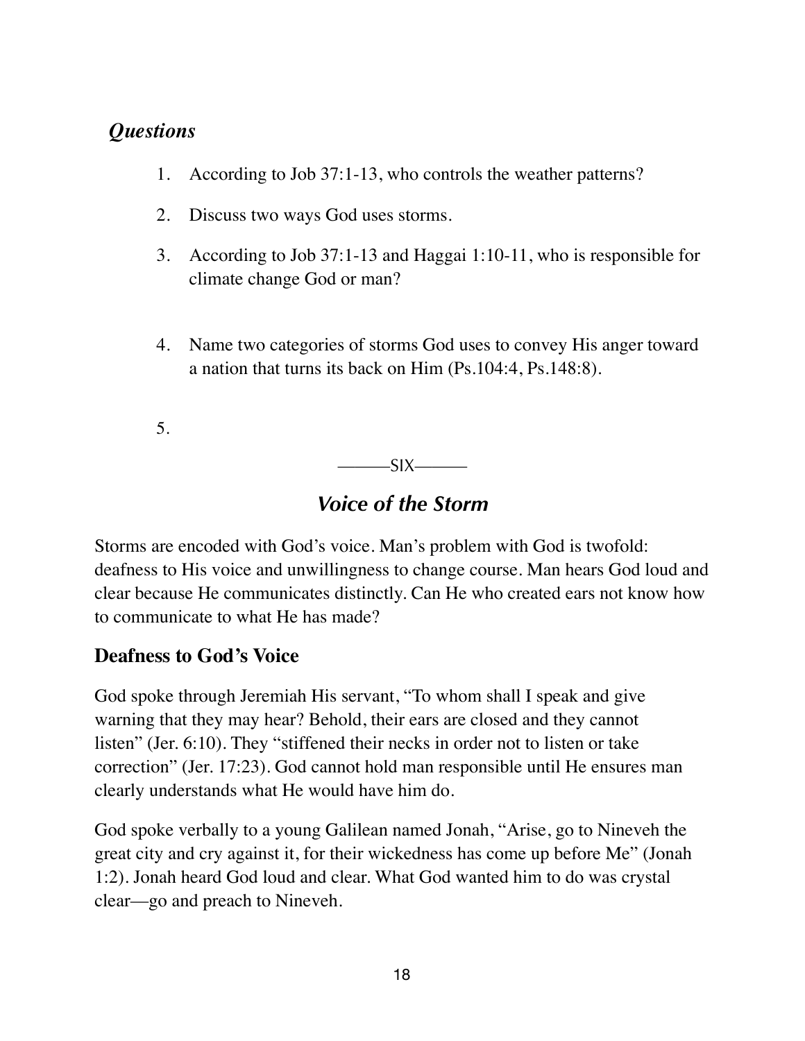## *Questions*

1. According to Job 37:1-13, who controls the weather patterns?

2. Discuss two ways God uses storms.

3. According to Job 37:1-13 and Haggai 1:10-11, who is responsible for climate change God or man?

4. Name two categories of storms God uses to convey His anger toward a nation that turns its back on Him (Ps.104:4, Ps.148:8).

5.

———SIX———

# *Voice of the Storm*

Storms are encoded with God's voice. Man's problem with God is twofold: deafness to His voice and unwillingness to change course. Man hears God loud and clear because He communicates distinctly. Can He who created ears not know how to communicate to what He has made?

## **Deafness to God's Voice**

God spoke through Jeremiah His servant, "To whom shall I speak and give warning that they may hear? Behold, their ears are closed and they cannot listen" (Jer. 6:10). They "stiffened their necks in order not to listen or take correction" (Jer. 17:23). God cannot hold man responsible until He ensures man clearly understands what He would have him do.

God spoke verbally to a young Galilean named Jonah, "Arise, go to Nineveh the great city and cry against it, for their wickedness has come up before Me" (Jonah 1:2). Jonah heard God loud and clear. What God wanted him to do was crystal clear—go and preach to Nineveh.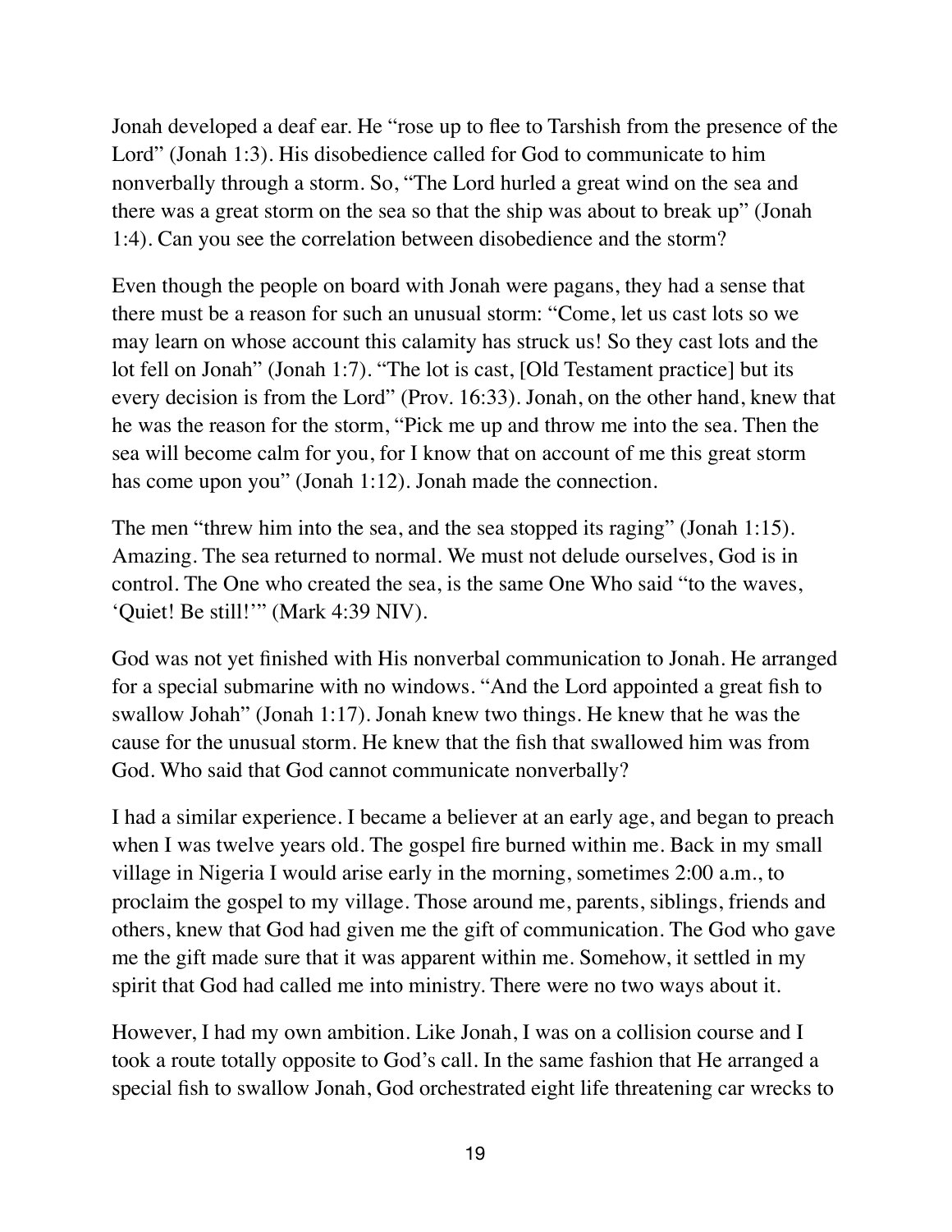Jonah developed a deaf ear. He "rose up to flee to Tarshish from the presence of the Lord" (Jonah 1:3). His disobedience called for God to communicate to him nonverbally through a storm. So, "The Lord hurled a great wind on the sea and there was a great storm on the sea so that the ship was about to break up" (Jonah 1:4). Can you see the correlation between disobedience and the storm?

Even though the people on board with Jonah were pagans, they had a sense that there must be a reason for such an unusual storm: "Come, let us cast lots so we may learn on whose account this calamity has struck us! So they cast lots and the lot fell on Jonah" (Jonah 1:7). "The lot is cast, [Old Testament practice] but its every decision is from the Lord" (Prov. 16:33). Jonah, on the other hand, knew that he was the reason for the storm, "Pick me up and throw me into the sea. Then the sea will become calm for you, for I know that on account of me this great storm has come upon you" (Jonah 1:12). Jonah made the connection.

The men "threw him into the sea, and the sea stopped its raging" (Jonah 1:15). Amazing. The sea returned to normal. We must not delude ourselves, God is in control. The One who created the sea, is the same One Who said "to the waves, 'Quiet! Be still!'" (Mark 4:39 NIV).

God was not yet finished with His nonverbal communication to Jonah. He arranged for a special submarine with no windows. "And the Lord appointed a great fish to swallow Johah" (Jonah 1:17). Jonah knew two things. He knew that he was the cause for the unusual storm. He knew that the fish that swallowed him was from God. Who said that God cannot communicate nonverbally?

I had a similar experience. I became a believer at an early age, and began to preach when I was twelve years old. The gospel fire burned within me. Back in my small village in Nigeria I would arise early in the morning, sometimes 2:00 a.m., to proclaim the gospel to my village. Those around me, parents, siblings, friends and others, knew that God had given me the gift of communication. The God who gave me the gift made sure that it was apparent within me. Somehow, it settled in my spirit that God had called me into ministry. There were no two ways about it.

However, I had my own ambition. Like Jonah, I was on a collision course and I took a route totally opposite to God's call. In the same fashion that He arranged a special fish to swallow Jonah, God orchestrated eight life threatening car wrecks to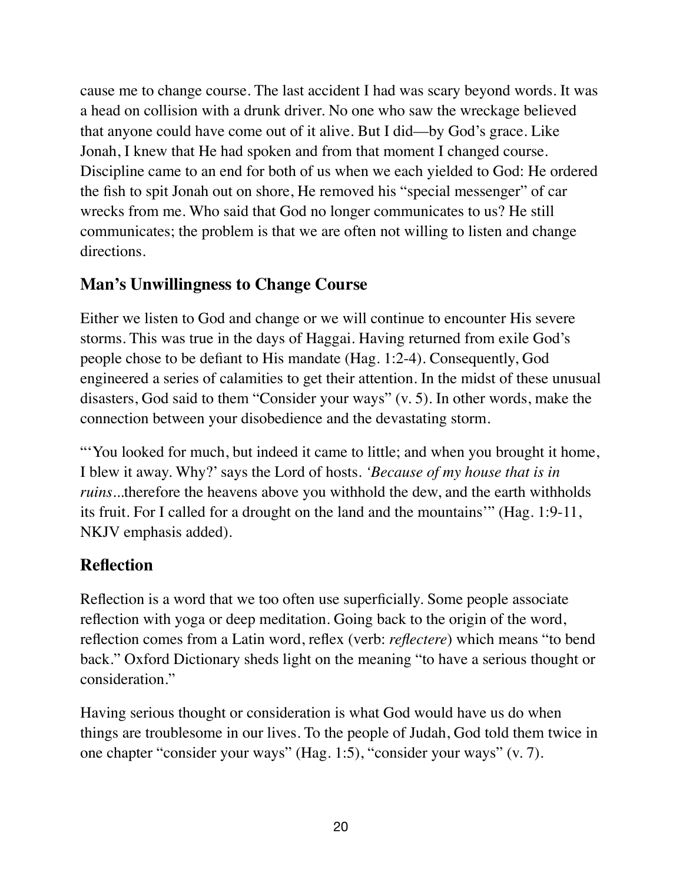cause me to change course. The last accident I had was scary beyond words. It was a head on collision with a drunk driver. No one who saw the wreckage believed that anyone could have come out of it alive. But I did—by God's grace. Like Jonah, I knew that He had spoken and from that moment I changed course. Discipline came to an end for both of us when we each yielded to God: He ordered the fish to spit Jonah out on shore, He removed his "special messenger" of car wrecks from me. Who said that God no longer communicates to us? He still communicates; the problem is that we are often not willing to listen and change directions.

## Man's Unwillingness to Change Course

Either we listen to God and change or we will continue to encounter His severe storms. This was true in the days of Haggai. Having returned from exile God's people chose to be defiant to His mandate (Hag. 1:2-4). Consequently, God engineered a series of calamities to get their attention. In the midst of these unusual disasters, God said to them "Consider your ways" (v. 5). In other words, make the connection between your disobedience and the devastating storm.

"'You looked for much, but indeed it came to little; and when you brought it home, I blew it away. Why?' says the Lord of hosts. *'Because of my house that is in ruins*...therefore the heavens above you withhold the dew, and the earth withholds its fruit. For I called for a drought on the land and the mountains'" (Hag. 1:9-11, NKJV emphasis added).

## Reflection

Reflection is a word that we too often use superficially. Some people associate reflection with yoga or deep meditation. Going back to the origin of the word, reflection comes from a Latin word, reflex (verb: *reflectere*) which means "to bend back." Oxford Dictionary sheds light on the meaning "to have a serious thought or consideration."

Having serious thought or consideration is what God would have us do when things are troublesome in our lives. To the people of Judah, God told them twice in one chapter "consider your ways" (Hag. 1:5), "consider your ways" (v. 7).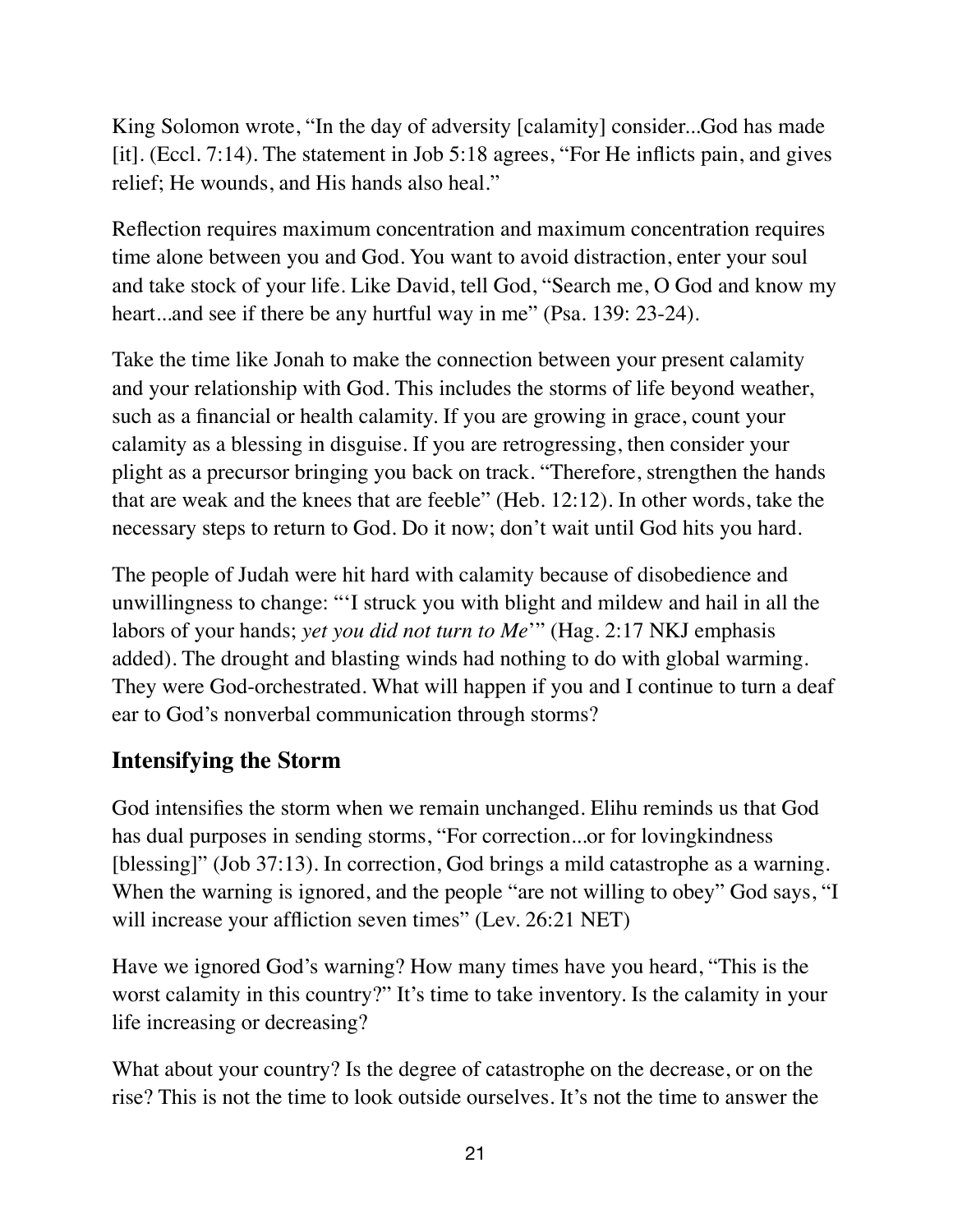King Solomon wrote, "In the day of adversity [calamity] consider...God has made [it]. (Eccl. 7:14). The statement in Job 5:18 agrees, "For He inflicts pain, and gives relief; He wounds, and His hands also heal."

Reflection requires maximum concentration and maximum concentration requires time alone between you and God. You want to avoid distraction, enter your soul and take stock of your life. Like David, tell God, "Search me, O God and know my heart...and see if there be any hurtful way in me" (Psa. 139: 23-24).

Take the time like Jonah to make the connection between your present calamity and your relationship with God. This includes the storms of life beyond weather, such as a financial or health calamity. If you are growing in grace, count your calamity as a blessing in disguise. If you are retrogressing, then consider your plight as a precursor bringing you back on track. "Therefore, strengthen the hands that are weak and the knees that are feeble" (Heb. 12:12). In other words, take the necessary steps to return to God. Do it now; don't wait until God hits you hard.

The people of Judah were hit hard with calamity because of disobedience and unwillingness to change: "'I struck you with blight and mildew and hail in all the labors of your hands; *yet you did not turn to Me*'" (Hag. 2:17 NKJ emphasis added). The drought and blasting winds had nothing to do with global warming. They were God-orchestrated. What will happen if you and I continue to turn a deaf ear to God's nonverbal communication through storms?

## Intensifying the Storm

God intensifies the storm when we remain unchanged. Elihu reminds us that God has dual purposes in sending storms, "For correction...or for lovingkindness [blessing]" (Job 37:13). In correction, God brings a mild catastrophe as a warning. When the warning is ignored, and the people "are not willing to obey" God says, "I will increase your affliction seven times" (Lev. 26:21 NET)

Have we ignored God's warning? How many times have you heard, "This is the worst calamity in this country?" It's time to take inventory. Is the calamity in your life increasing or decreasing?

What about your country? Is the degree of catastrophe on the decrease, or on the rise? This is not the time to look outside ourselves. It's not the time to answer the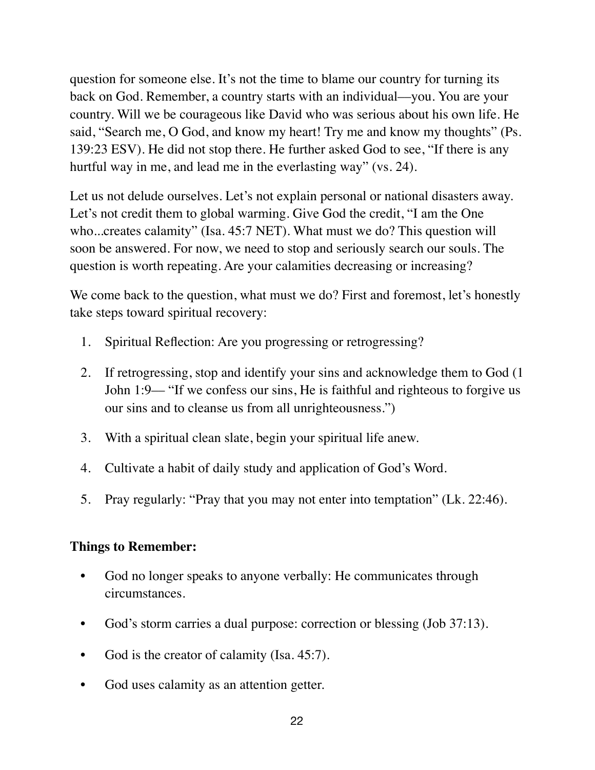question for someone else. It's not the time to blame our country for turning its back on God. Remember, a country starts with an individual—you. You are your country. Will we be courageous like David who was serious about his own life. He said, "Search me, O God, and know my heart! Try me and know my thoughts" (Ps. 139:23 ESV). He did not stop there. He further asked God to see, "If there is any hurtful way in me, and lead me in the everlasting way" (vs. 24).

Let us not delude ourselves. Let's not explain personal or national disasters away. Let's not credit them to global warming. Give God the credit, "I am the One who...creates calamity" (Isa. 45:7 NET). What must we do? This question will soon be answered. For now, we need to stop and seriously search our souls. The question is worth repeating. Are your calamities decreasing or increasing?

We come back to the question, what must we do? First and foremost, let's honestly take steps toward spiritual recovery:

1. Spiritual Reflection: Are you progressing or retrogressing?
2. If retrogressing, stop and identify your sins and acknowledge them to God (1 John 1:9— "If we confess our sins, He is faithful and righteous to forgive us our sins and to cleanse us from all unrighteousness.")
3. With a spiritual clean slate, begin your spiritual life anew.
4. Cultivate a habit of daily study and application of God's Word.
5. Pray regularly: "Pray that you may not enter into temptation" (Lk. 22:46).

**Things to Remember:**

- God no longer speaks to anyone verbally: He communicates through circumstances.
- God's storm carries a dual purpose: correction or blessing (Job 37:13).
- God is the creator of calamity (Isa. 45:7).
- God uses calamity as an attention getter.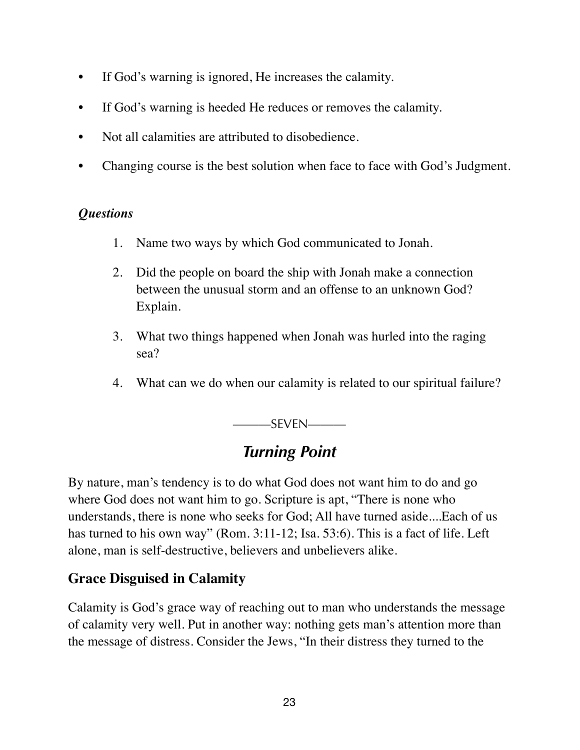- If God's warning is ignored, He increases the calamity.
- If God's warning is heeded He reduces or removes the calamity.
- Not all calamities are attributed to disobedience.
- Changing course is the best solution when face to face with God's Judgment.

***Questions***

1. Name two ways by which God communicated to Jonah.
2. Did the people on board the ship with Jonah make a connection between the unusual storm and an offense to an unknown God? Explain.
3. What two things happened when Jonah was hurled into the raging sea?
4. What can we do when our calamity is related to our spiritual failure?

———SEVEN———

## *Turning Point*

By nature, man's tendency is to do what God does not want him to do and go where God does not want him to go. Scripture is apt, "There is none who understands, there is none who seeks for God; All have turned aside....Each of us has turned to his own way" (Rom. 3:11-12; Isa. 53:6). This is a fact of life. Left alone, man is self-destructive, believers and unbelievers alike.

### Grace Disguised in Calamity

Calamity is God's grace way of reaching out to man who understands the message of calamity very well. Put in another way: nothing gets man's attention more than the message of distress. Consider the Jews, "In their distress they turned to the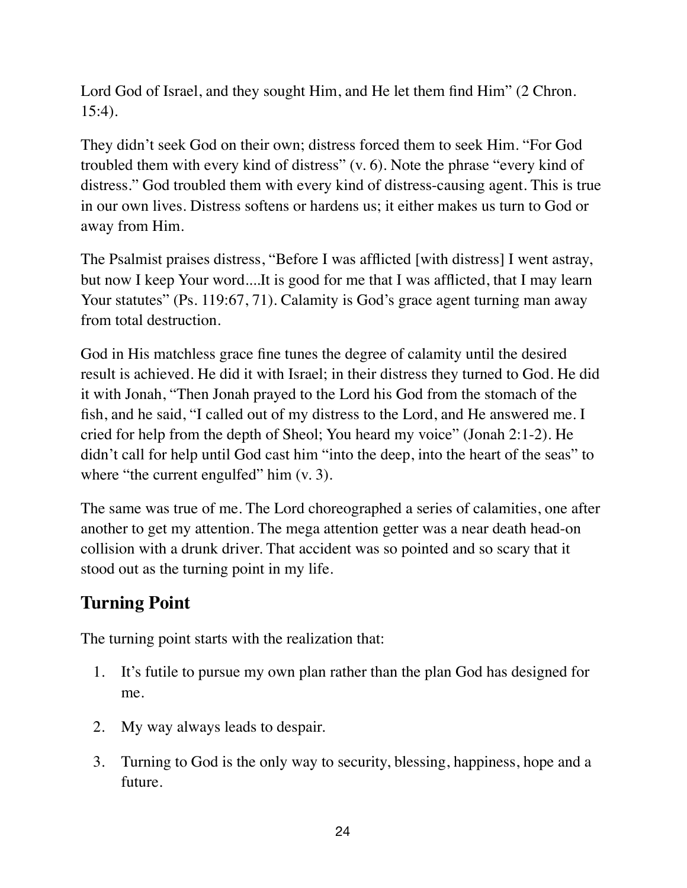Lord God of Israel, and they sought Him, and He let them find Him" (2 Chron. 15:4).

They didn't seek God on their own; distress forced them to seek Him. "For God troubled them with every kind of distress" (v. 6). Note the phrase "every kind of distress." God troubled them with every kind of distress-causing agent. This is true in our own lives. Distress softens or hardens us; it either makes us turn to God or away from Him.

The Psalmist praises distress, "Before I was afflicted [with distress] I went astray, but now I keep Your word....It is good for me that I was afflicted, that I may learn Your statutes" (Ps. 119:67, 71). Calamity is God's grace agent turning man away from total destruction.

God in His matchless grace fine tunes the degree of calamity until the desired result is achieved. He did it with Israel; in their distress they turned to God. He did it with Jonah, "Then Jonah prayed to the Lord his God from the stomach of the fish, and he said, "I called out of my distress to the Lord, and He answered me. I cried for help from the depth of Sheol; You heard my voice" (Jonah 2:1-2). He didn't call for help until God cast him "into the deep, into the heart of the seas" to where "the current engulfed" him (v. 3).

The same was true of me. The Lord choreographed a series of calamities, one after another to get my attention. The mega attention getter was a near death head-on collision with a drunk driver. That accident was so pointed and so scary that it stood out as the turning point in my life.

## Turning Point

The turning point starts with the realization that:

1. It's futile to pursue my own plan rather than the plan God has designed for me.
2. My way always leads to despair.
3. Turning to God is the only way to security, blessing, happiness, hope and a future.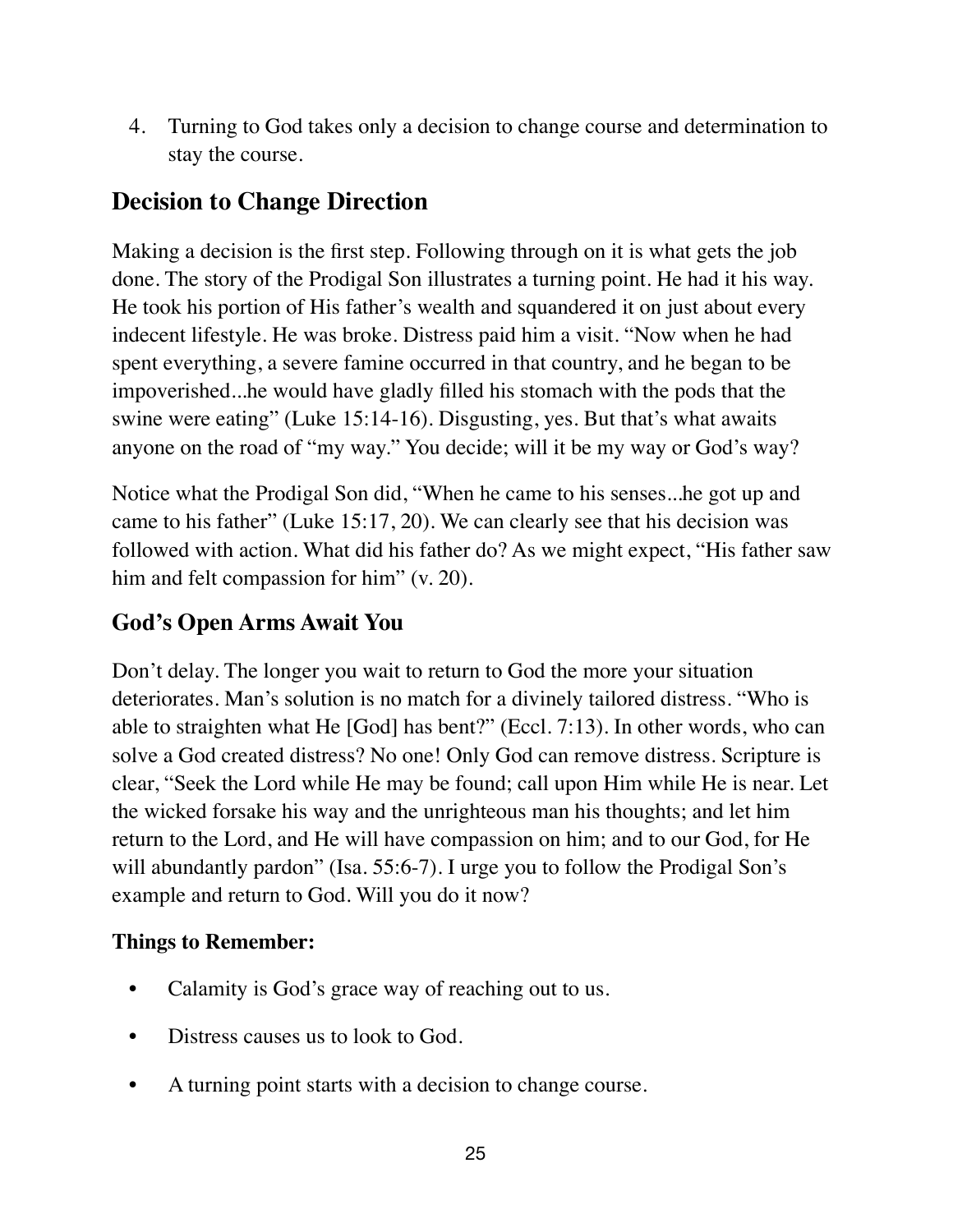4. Turning to God takes only a decision to change course and determination to stay the course.

## Decision to Change Direction

Making a decision is the first step. Following through on it is what gets the job done. The story of the Prodigal Son illustrates a turning point. He had it his way. He took his portion of His father's wealth and squandered it on just about every indecent lifestyle. He was broke. Distress paid him a visit. "Now when he had spent everything, a severe famine occurred in that country, and he began to be impoverished...he would have gladly filled his stomach with the pods that the swine were eating" (Luke 15:14-16). Disgusting, yes. But that's what awaits anyone on the road of "my way." You decide; will it be my way or God's way?

Notice what the Prodigal Son did, "When he came to his senses...he got up and came to his father" (Luke 15:17, 20). We can clearly see that his decision was followed with action. What did his father do? As we might expect, "His father saw him and felt compassion for him" (v. 20).

## God's Open Arms Await You

Don't delay. The longer you wait to return to God the more your situation deteriorates. Man's solution is no match for a divinely tailored distress. "Who is able to straighten what He [God] has bent?" (Eccl. 7:13). In other words, who can solve a God created distress? No one! Only God can remove distress. Scripture is clear, "Seek the Lord while He may be found; call upon Him while He is near. Let the wicked forsake his way and the unrighteous man his thoughts; and let him return to the Lord, and He will have compassion on him; and to our God, for He will abundantly pardon" (Isa. 55:6-7). I urge you to follow the Prodigal Son's example and return to God. Will you do it now?

**Things to Remember:**

- Calamity is God's grace way of reaching out to us.
- Distress causes us to look to God.
- A turning point starts with a decision to change course.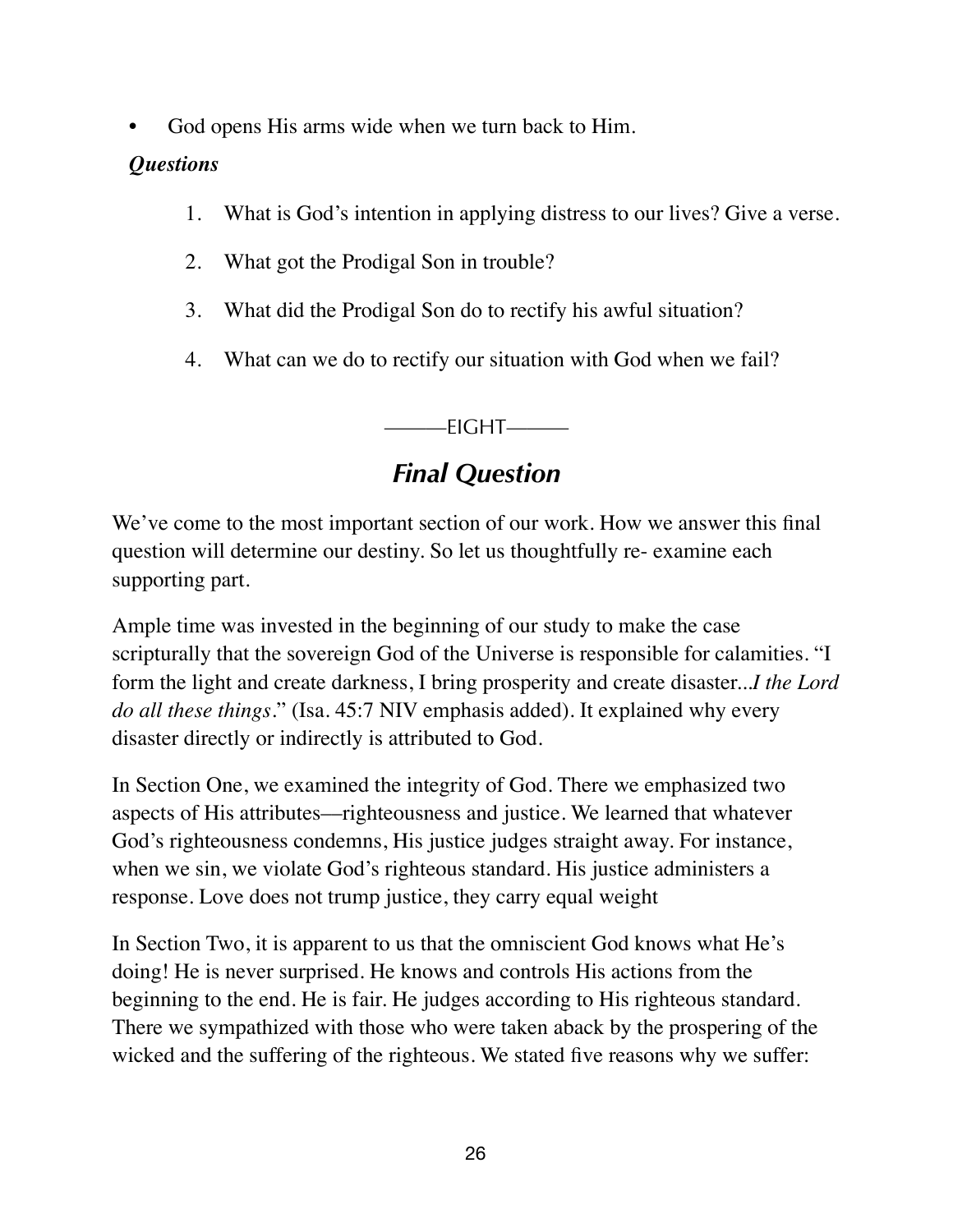- God opens His arms wide when we turn back to Him.

***Questions***

1. What is God's intention in applying distress to our lives? Give a verse.
2. What got the Prodigal Son in trouble?
3. What did the Prodigal Son do to rectify his awful situation?
4. What can we do to rectify our situation with God when we fail?

———EIGHT———

## *Final Question*

We've come to the most important section of our work. How we answer this final question will determine our destiny. So let us thoughtfully re- examine each supporting part.

Ample time was invested in the beginning of our study to make the case scripturally that the sovereign God of the Universe is responsible for calamities. "I form the light and create darkness, I bring prosperity and create disaster...*I the Lord do all these things*." (Isa. 45:7 NIV emphasis added). It explained why every disaster directly or indirectly is attributed to God.

In Section One, we examined the integrity of God. There we emphasized two aspects of His attributes—righteousness and justice. We learned that whatever God's righteousness condemns, His justice judges straight away. For instance, when we sin, we violate God's righteous standard. His justice administers a response. Love does not trump justice, they carry equal weight

In Section Two, it is apparent to us that the omniscient God knows what He's doing! He is never surprised. He knows and controls His actions from the beginning to the end. He is fair. He judges according to His righteous standard. There we sympathized with those who were taken aback by the prospering of the wicked and the suffering of the righteous. We stated five reasons why we suffer: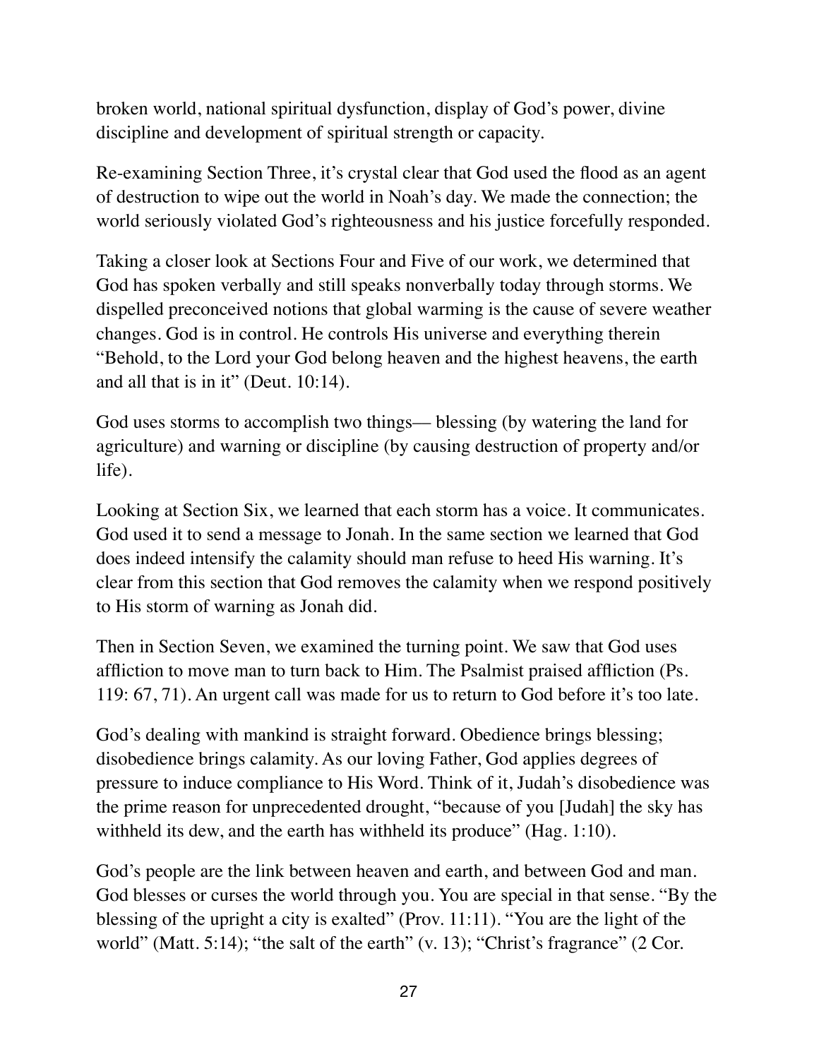broken world, national spiritual dysfunction, display of God's power, divine discipline and development of spiritual strength or capacity.

Re-examining Section Three, it's crystal clear that God used the flood as an agent of destruction to wipe out the world in Noah's day. We made the connection; the world seriously violated God's righteousness and his justice forcefully responded.

Taking a closer look at Sections Four and Five of our work, we determined that God has spoken verbally and still speaks nonverbally today through storms. We dispelled preconceived notions that global warming is the cause of severe weather changes. God is in control. He controls His universe and everything therein "Behold, to the Lord your God belong heaven and the highest heavens, the earth and all that is in it" (Deut. 10:14).

God uses storms to accomplish two things— blessing (by watering the land for agriculture) and warning or discipline (by causing destruction of property and/or life).

Looking at Section Six, we learned that each storm has a voice. It communicates. God used it to send a message to Jonah. In the same section we learned that God does indeed intensify the calamity should man refuse to heed His warning. It's clear from this section that God removes the calamity when we respond positively to His storm of warning as Jonah did.

Then in Section Seven, we examined the turning point. We saw that God uses affliction to move man to turn back to Him. The Psalmist praised affliction (Ps. 119: 67, 71). An urgent call was made for us to return to God before it's too late.

God's dealing with mankind is straight forward. Obedience brings blessing; disobedience brings calamity. As our loving Father, God applies degrees of pressure to induce compliance to His Word. Think of it, Judah's disobedience was the prime reason for unprecedented drought, "because of you [Judah] the sky has withheld its dew, and the earth has withheld its produce" (Hag. 1:10).

God's people are the link between heaven and earth, and between God and man. God blesses or curses the world through you. You are special in that sense. "By the blessing of the upright a city is exalted" (Prov. 11:11). "You are the light of the world" (Matt. 5:14); "the salt of the earth" (v. 13); "Christ's fragrance" (2 Cor.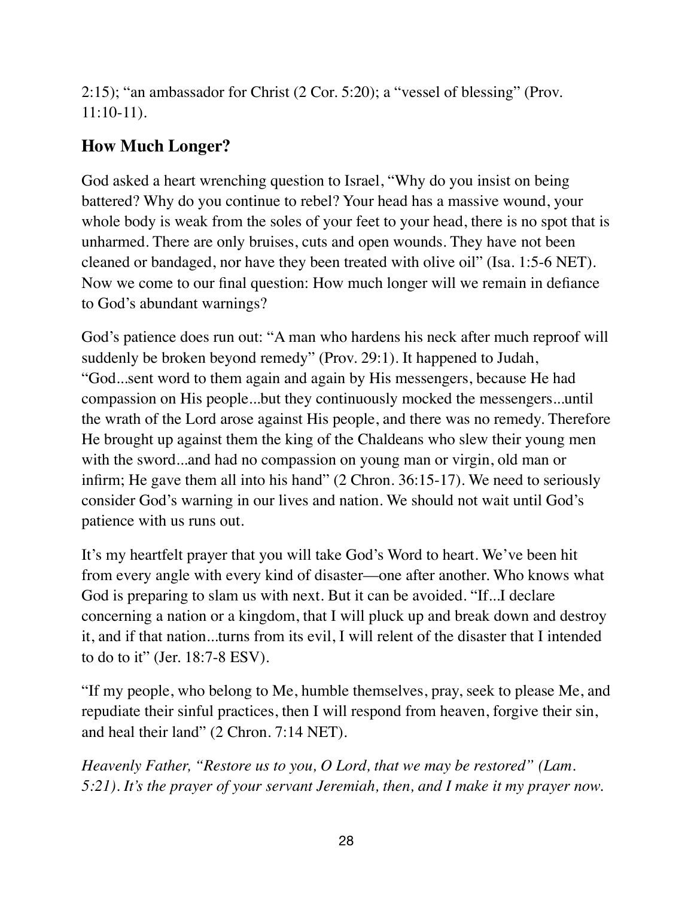2:15); "an ambassador for Christ (2 Cor. 5:20); a "vessel of blessing" (Prov. 11:10-11).

## How Much Longer?

God asked a heart wrenching question to Israel, "Why do you insist on being battered? Why do you continue to rebel? Your head has a massive wound, your whole body is weak from the soles of your feet to your head, there is no spot that is unharmed. There are only bruises, cuts and open wounds. They have not been cleaned or bandaged, nor have they been treated with olive oil" (Isa. 1:5-6 NET). Now we come to our final question: How much longer will we remain in defiance to God's abundant warnings?

God's patience does run out: "A man who hardens his neck after much reproof will suddenly be broken beyond remedy" (Prov. 29:1). It happened to Judah, "God...sent word to them again and again by His messengers, because He had compassion on His people...but they continuously mocked the messengers...until the wrath of the Lord arose against His people, and there was no remedy. Therefore He brought up against them the king of the Chaldeans who slew their young men with the sword...and had no compassion on young man or virgin, old man or infirm; He gave them all into his hand" (2 Chron. 36:15-17). We need to seriously consider God's warning in our lives and nation. We should not wait until God's patience with us runs out.

It's my heartfelt prayer that you will take God's Word to heart. We've been hit from every angle with every kind of disaster—one after another. Who knows what God is preparing to slam us with next. But it can be avoided. "If...I declare concerning a nation or a kingdom, that I will pluck up and break down and destroy it, and if that nation...turns from its evil, I will relent of the disaster that I intended to do to it" (Jer. 18:7-8 ESV).

"If my people, who belong to Me, humble themselves, pray, seek to please Me, and repudiate their sinful practices, then I will respond from heaven, forgive their sin, and heal their land" (2 Chron. 7:14 NET).

*Heavenly Father, "Restore us to you, O Lord, that we may be restored" (Lam. 5:21). It's the prayer of your servant Jeremiah, then, and I make it my prayer now.*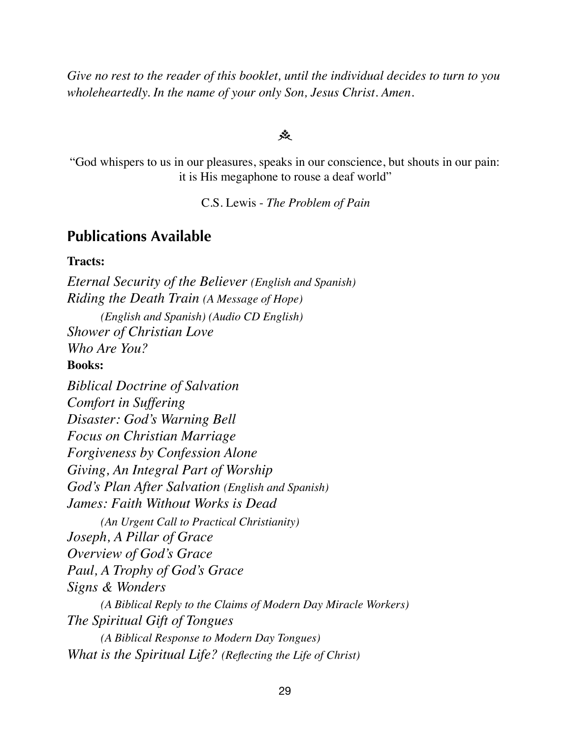*Give no rest to the reader of this booklet, until the individual decides to turn to you wholeheartedly. In the name of your only Son, Jesus Christ. Amen.*

⁂

"God whispers to us in our pleasures, speaks in our conscience, but shouts in our pain: it is His megaphone to rouse a deaf world"

C.S. Lewis - *The Problem of Pain*

## Publications Available

**Tracts:**

*Eternal Security of the Believer (English and Spanish)*
*Riding the Death Train (A Message of Hope)*
*(English and Spanish) (Audio CD English)*
*Shower of Christian Love*
*Who Are You?*

**Books:**

*Biblical Doctrine of Salvation*
*Comfort in Suffering*
*Disaster: God's Warning Bell*
*Focus on Christian Marriage*
*Forgiveness by Confession Alone*
*Giving, An Integral Part of Worship*
*God's Plan After Salvation (English and Spanish)*
*James: Faith Without Works is Dead*
*(An Urgent Call to Practical Christianity)*
*Joseph, A Pillar of Grace*
*Overview of God's Grace*
*Paul, A Trophy of God's Grace*
*Signs & Wonders*
*(A Biblical Reply to the Claims of Modern Day Miracle Workers)*
*The Spiritual Gift of Tongues*
*(A Biblical Response to Modern Day Tongues)*
*What is the Spiritual Life? (Reflecting the Life of Christ)*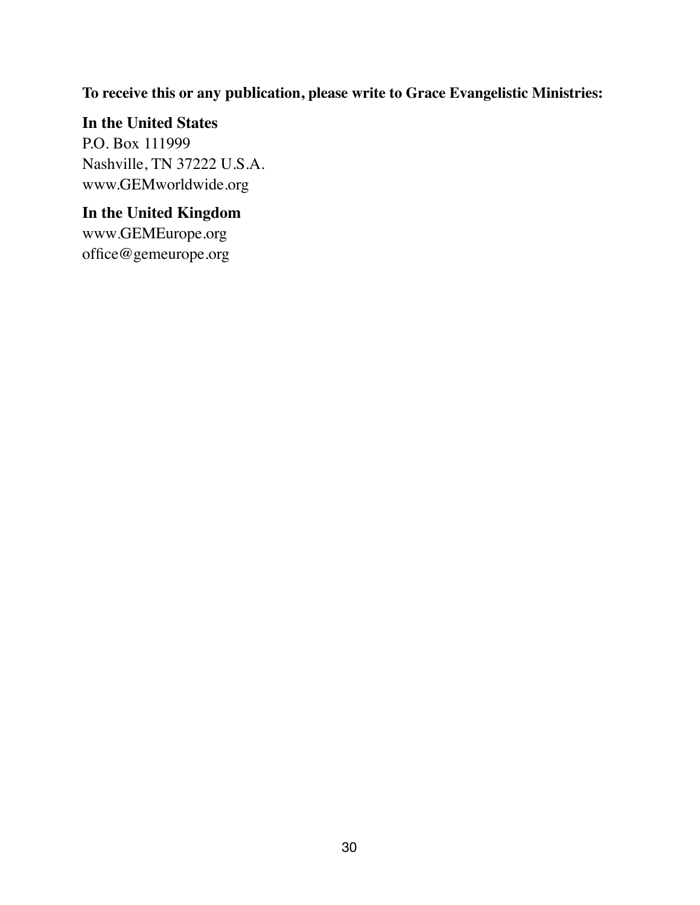**To receive this or any publication, please write to Grace Evangelistic Ministries:**

**In the United States**
P.O. Box 111999
Nashville, TN 37222 U.S.A.
www.GEMworldwide.org

**In the United Kingdom**
www.GEMEurope.org
office@gemeurope.org